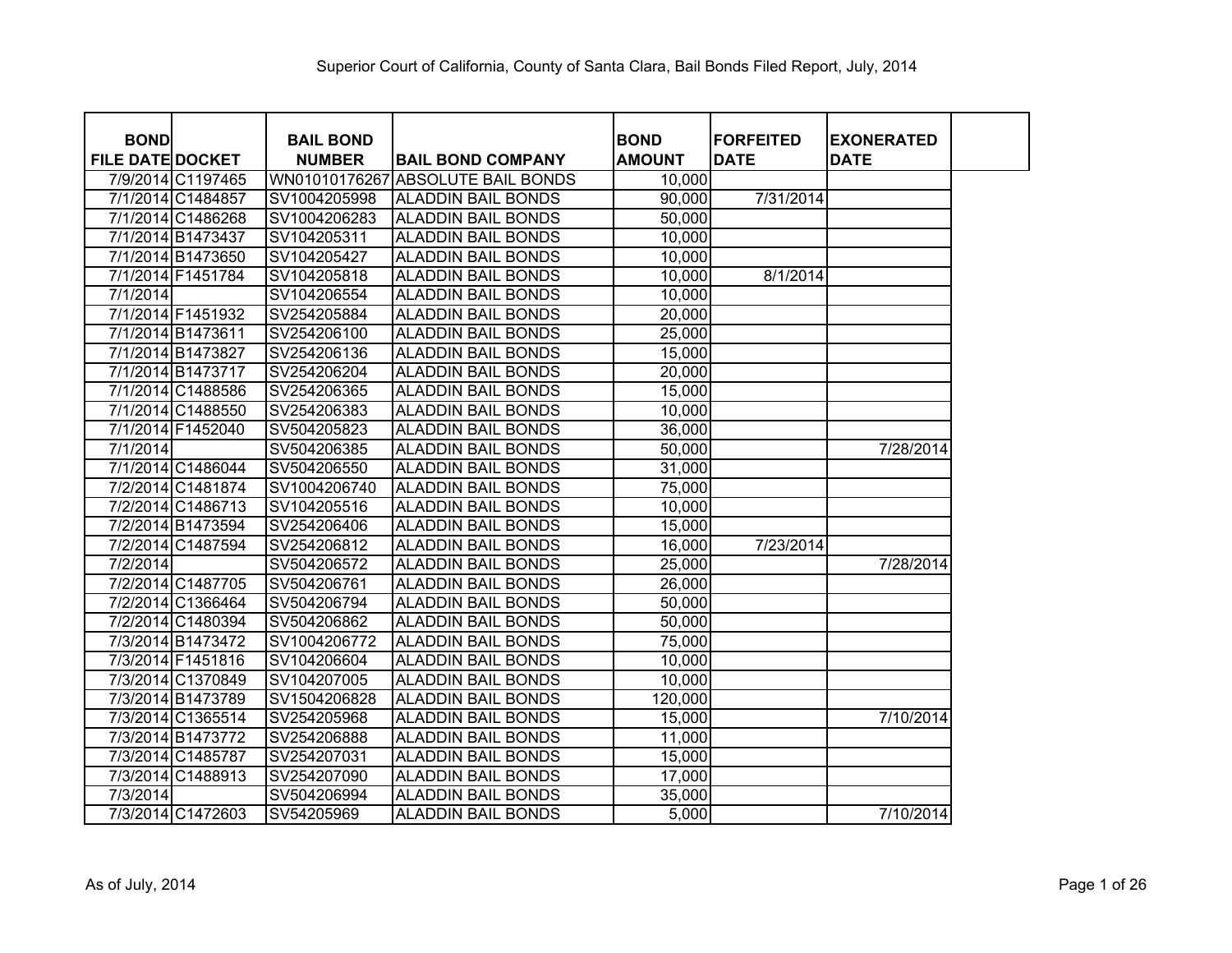# Superior Court of California, County of Santa Clara, Bail Bonds Filed Report, July, 2014

| BOND FILE DATE | DOCKET | BAIL BOND NUMBER | BAIL BOND COMPANY | BOND AMOUNT | FORFEITED DATE | EXONERATED DATE | |
|---|---|---|---|---|---|---|---|
| 7/9/2014 | C1197465 | WN01010176267 | ABSOLUTE BAIL BONDS | 10,000 | | | |
| 7/1/2014 | C1484857 | SV1004205998 | ALADDIN BAIL BONDS | 90,000 | 7/31/2014 | | |
| 7/1/2014 | C1486268 | SV1004206283 | ALADDIN BAIL BONDS | 50,000 | | | |
| 7/1/2014 | B1473437 | SV104205311 | ALADDIN BAIL BONDS | 10,000 | | | |
| 7/1/2014 | B1473650 | SV104205427 | ALADDIN BAIL BONDS | 10,000 | | | |
| 7/1/2014 | F1451784 | SV104205818 | ALADDIN BAIL BONDS | 10,000 | 8/1/2014 | | |
| 7/1/2014 | | SV104206554 | ALADDIN BAIL BONDS | 10,000 | | | |
| 7/1/2014 | F1451932 | SV254205884 | ALADDIN BAIL BONDS | 20,000 | | | |
| 7/1/2014 | B1473611 | SV254206100 | ALADDIN BAIL BONDS | 25,000 | | | |
| 7/1/2014 | B1473827 | SV254206136 | ALADDIN BAIL BONDS | 15,000 | | | |
| 7/1/2014 | B1473717 | SV254206204 | ALADDIN BAIL BONDS | 20,000 | | | |
| 7/1/2014 | C1488586 | SV254206365 | ALADDIN BAIL BONDS | 15,000 | | | |
| 7/1/2014 | C1488550 | SV254206383 | ALADDIN BAIL BONDS | 10,000 | | | |
| 7/1/2014 | F1452040 | SV504205823 | ALADDIN BAIL BONDS | 36,000 | | | |
| 7/1/2014 | | SV504206385 | ALADDIN BAIL BONDS | 50,000 | | 7/28/2014 | |
| 7/1/2014 | C1486044 | SV504206550 | ALADDIN BAIL BONDS | 31,000 | | | |
| 7/2/2014 | C1481874 | SV1004206740 | ALADDIN BAIL BONDS | 75,000 | | | |
| 7/2/2014 | C1486713 | SV104205516 | ALADDIN BAIL BONDS | 10,000 | | | |
| 7/2/2014 | B1473594 | SV254206406 | ALADDIN BAIL BONDS | 15,000 | | | |
| 7/2/2014 | C1487594 | SV254206812 | ALADDIN BAIL BONDS | 16,000 | 7/23/2014 | | |
| 7/2/2014 | | SV504206572 | ALADDIN BAIL BONDS | 25,000 | | 7/28/2014 | |
| 7/2/2014 | C1487705 | SV504206761 | ALADDIN BAIL BONDS | 26,000 | | | |
| 7/2/2014 | C1366464 | SV504206794 | ALADDIN BAIL BONDS | 50,000 | | | |
| 7/2/2014 | C1480394 | SV504206862 | ALADDIN BAIL BONDS | 50,000 | | | |
| 7/3/2014 | B1473472 | SV1004206772 | ALADDIN BAIL BONDS | 75,000 | | | |
| 7/3/2014 | F1451816 | SV104206604 | ALADDIN BAIL BONDS | 10,000 | | | |
| 7/3/2014 | C1370849 | SV104207005 | ALADDIN BAIL BONDS | 10,000 | | | |
| 7/3/2014 | B1473789 | SV1504206828 | ALADDIN BAIL BONDS | 120,000 | | | |
| 7/3/2014 | C1365514 | SV254205968 | ALADDIN BAIL BONDS | 15,000 | | 7/10/2014 | |
| 7/3/2014 | B1473772 | SV254206888 | ALADDIN BAIL BONDS | 11,000 | | | |
| 7/3/2014 | C1485787 | SV254207031 | ALADDIN BAIL BONDS | 15,000 | | | |
| 7/3/2014 | C1488913 | SV254207090 | ALADDIN BAIL BONDS | 17,000 | | | |
| 7/3/2014 | | SV504206994 | ALADDIN BAIL BONDS | 35,000 | | | |
| 7/3/2014 | C1472603 | SV54205969 | ALADDIN BAIL BONDS | 5,000 | | 7/10/2014 | |

As of July, 2014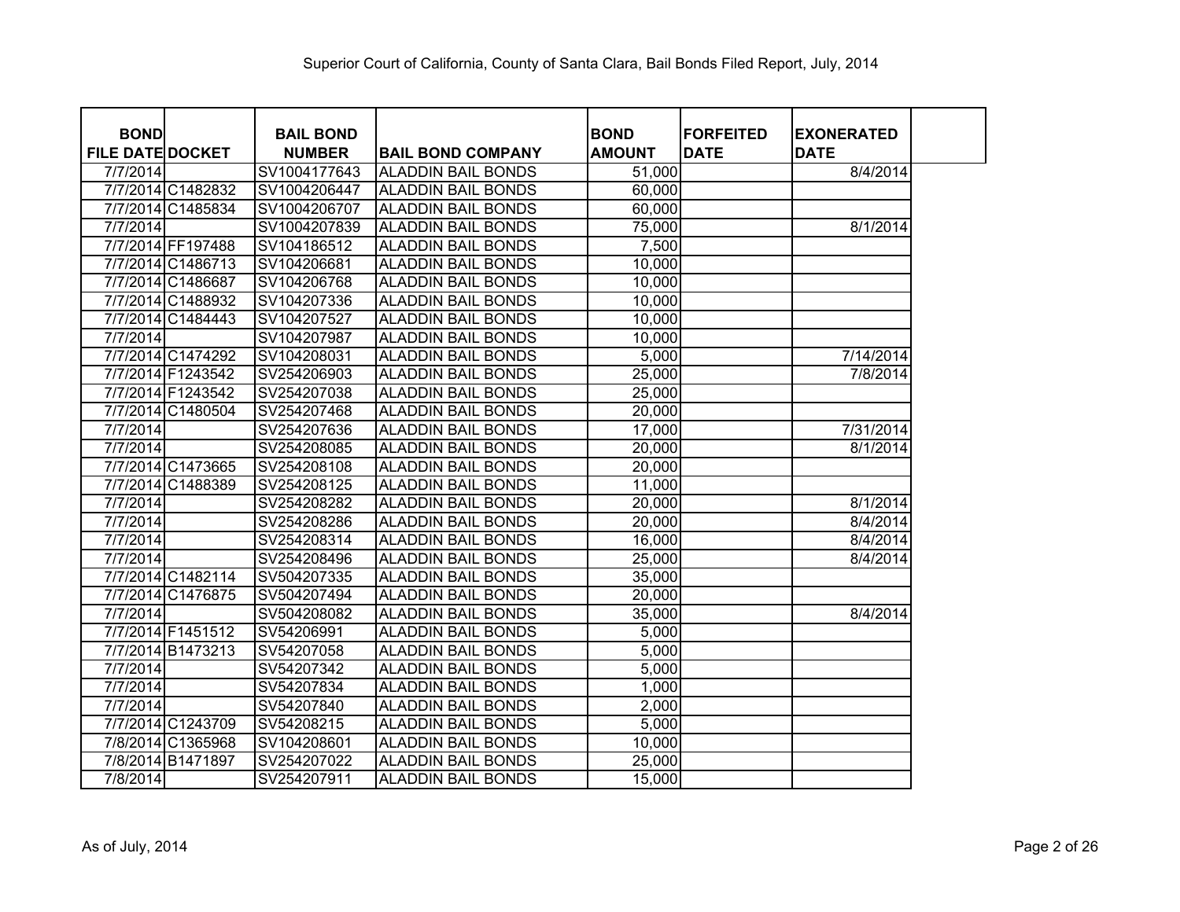Superior Court of California, County of Santa Clara, Bail Bonds Filed Report, July, 2014

| BOND FILE DATE | DOCKET | BAIL BOND NUMBER | BAIL BOND COMPANY | BOND AMOUNT | FORFEITED DATE | EXONERATED DATE |
|---|---|---|---|---|---|---|
| 7/7/2014 | | SV1004177643 | ALADDIN BAIL BONDS | 51,000 | | 8/4/2014 |
| 7/7/2014 | C1482832 | SV1004206447 | ALADDIN BAIL BONDS | 60,000 | | |
| 7/7/2014 | C1485834 | SV1004206707 | ALADDIN BAIL BONDS | 60,000 | | |
| 7/7/2014 | | SV1004207839 | ALADDIN BAIL BONDS | 75,000 | | 8/1/2014 |
| 7/7/2014 | FF197488 | SV104186512 | ALADDIN BAIL BONDS | 7,500 | | |
| 7/7/2014 | C1486713 | SV104206681 | ALADDIN BAIL BONDS | 10,000 | | |
| 7/7/2014 | C1486687 | SV104206768 | ALADDIN BAIL BONDS | 10,000 | | |
| 7/7/2014 | C1488932 | SV104207336 | ALADDIN BAIL BONDS | 10,000 | | |
| 7/7/2014 | C1484443 | SV104207527 | ALADDIN BAIL BONDS | 10,000 | | |
| 7/7/2014 | | SV104207987 | ALADDIN BAIL BONDS | 10,000 | | |
| 7/7/2014 | C1474292 | SV104208031 | ALADDIN BAIL BONDS | 5,000 | | 7/14/2014 |
| 7/7/2014 | F1243542 | SV254206903 | ALADDIN BAIL BONDS | 25,000 | | 7/8/2014 |
| 7/7/2014 | F1243542 | SV254207038 | ALADDIN BAIL BONDS | 25,000 | | |
| 7/7/2014 | C1480504 | SV254207468 | ALADDIN BAIL BONDS | 20,000 | | |
| 7/7/2014 | | SV254207636 | ALADDIN BAIL BONDS | 17,000 | | 7/31/2014 |
| 7/7/2014 | | SV254208085 | ALADDIN BAIL BONDS | 20,000 | | 8/1/2014 |
| 7/7/2014 | C1473665 | SV254208108 | ALADDIN BAIL BONDS | 20,000 | | |
| 7/7/2014 | C1488389 | SV254208125 | ALADDIN BAIL BONDS | 11,000 | | |
| 7/7/2014 | | SV254208282 | ALADDIN BAIL BONDS | 20,000 | | 8/1/2014 |
| 7/7/2014 | | SV254208286 | ALADDIN BAIL BONDS | 20,000 | | 8/4/2014 |
| 7/7/2014 | | SV254208314 | ALADDIN BAIL BONDS | 16,000 | | 8/4/2014 |
| 7/7/2014 | | SV254208496 | ALADDIN BAIL BONDS | 25,000 | | 8/4/2014 |
| 7/7/2014 | C1482114 | SV504207335 | ALADDIN BAIL BONDS | 35,000 | | |
| 7/7/2014 | C1476875 | SV504207494 | ALADDIN BAIL BONDS | 20,000 | | |
| 7/7/2014 | | SV504208082 | ALADDIN BAIL BONDS | 35,000 | | 8/4/2014 |
| 7/7/2014 | F1451512 | SV54206991 | ALADDIN BAIL BONDS | 5,000 | | |
| 7/7/2014 | B1473213 | SV54207058 | ALADDIN BAIL BONDS | 5,000 | | |
| 7/7/2014 | | SV54207342 | ALADDIN BAIL BONDS | 5,000 | | |
| 7/7/2014 | | SV54207834 | ALADDIN BAIL BONDS | 1,000 | | |
| 7/7/2014 | | SV54207840 | ALADDIN BAIL BONDS | 2,000 | | |
| 7/7/2014 | C1243709 | SV54208215 | ALADDIN BAIL BONDS | 5,000 | | |
| 7/8/2014 | C1365968 | SV104208601 | ALADDIN BAIL BONDS | 10,000 | | |
| 7/8/2014 | B1471897 | SV254207022 | ALADDIN BAIL BONDS | 25,000 | | |
| 7/8/2014 | | SV254207911 | ALADDIN BAIL BONDS | 15,000 | | |

As of July, 2014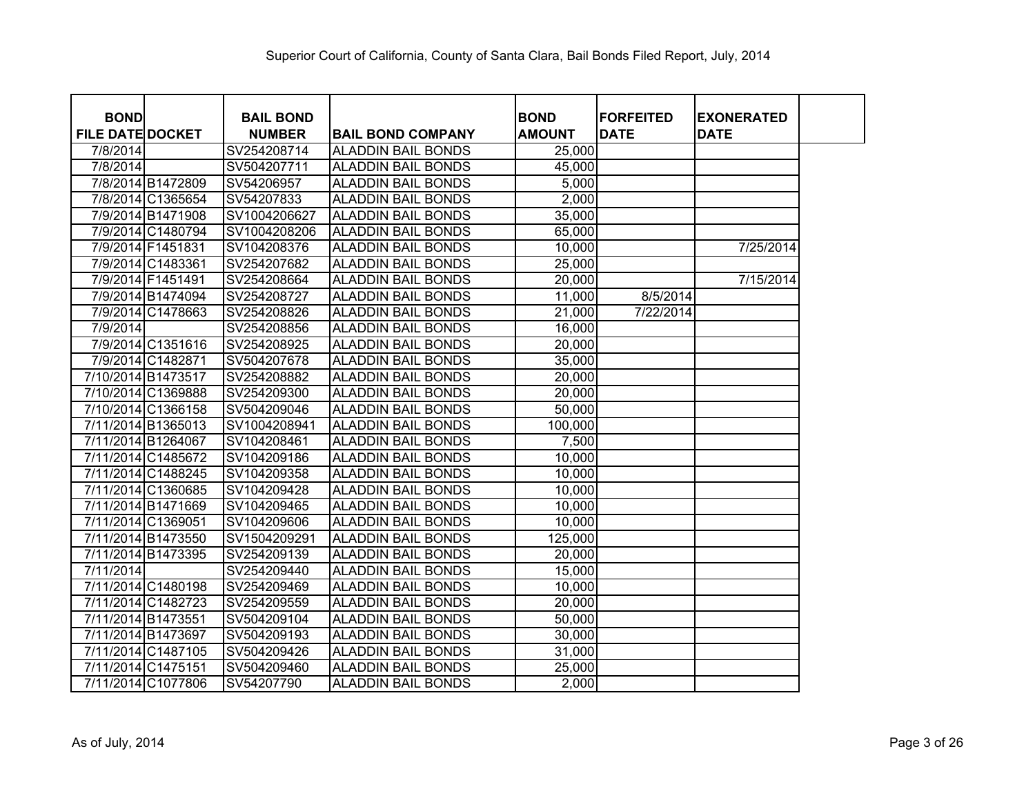Superior Court of California, County of Santa Clara, Bail Bonds Filed Report, July, 2014

| BOND FILE DATE | DOCKET | BAIL BOND NUMBER | BAIL BOND COMPANY | BOND AMOUNT | FORFEITED DATE | EXONERATED DATE |
|---|---|---|---|---|---|---|
| 7/8/2014 | | SV254208714 | ALADDIN BAIL BONDS | 25,000 | | |
| 7/8/2014 | | SV504207711 | ALADDIN BAIL BONDS | 45,000 | | |
| 7/8/2014 | B1472809 | SV54206957 | ALADDIN BAIL BONDS | 5,000 | | |
| 7/8/2014 | C1365654 | SV54207833 | ALADDIN BAIL BONDS | 2,000 | | |
| 7/9/2014 | B1471908 | SV1004206627 | ALADDIN BAIL BONDS | 35,000 | | |
| 7/9/2014 | C1480794 | SV1004208206 | ALADDIN BAIL BONDS | 65,000 | | |
| 7/9/2014 | F1451831 | SV104208376 | ALADDIN BAIL BONDS | 10,000 | | 7/25/2014 |
| 7/9/2014 | C1483361 | SV254207682 | ALADDIN BAIL BONDS | 25,000 | | |
| 7/9/2014 | F1451491 | SV254208664 | ALADDIN BAIL BONDS | 20,000 | | 7/15/2014 |
| 7/9/2014 | B1474094 | SV254208727 | ALADDIN BAIL BONDS | 11,000 | 8/5/2014 | |
| 7/9/2014 | C1478663 | SV254208826 | ALADDIN BAIL BONDS | 21,000 | 7/22/2014 | |
| 7/9/2014 | | SV254208856 | ALADDIN BAIL BONDS | 16,000 | | |
| 7/9/2014 | C1351616 | SV254208925 | ALADDIN BAIL BONDS | 20,000 | | |
| 7/9/2014 | C1482871 | SV504207678 | ALADDIN BAIL BONDS | 35,000 | | |
| 7/10/2014 | B1473517 | SV254208882 | ALADDIN BAIL BONDS | 20,000 | | |
| 7/10/2014 | C1369888 | SV254209300 | ALADDIN BAIL BONDS | 20,000 | | |
| 7/10/2014 | C1366158 | SV504209046 | ALADDIN BAIL BONDS | 50,000 | | |
| 7/11/2014 | B1365013 | SV1004208941 | ALADDIN BAIL BONDS | 100,000 | | |
| 7/11/2014 | B1264067 | SV104208461 | ALADDIN BAIL BONDS | 7,500 | | |
| 7/11/2014 | C1485672 | SV104209186 | ALADDIN BAIL BONDS | 10,000 | | |
| 7/11/2014 | C1488245 | SV104209358 | ALADDIN BAIL BONDS | 10,000 | | |
| 7/11/2014 | C1360685 | SV104209428 | ALADDIN BAIL BONDS | 10,000 | | |
| 7/11/2014 | B1471669 | SV104209465 | ALADDIN BAIL BONDS | 10,000 | | |
| 7/11/2014 | C1369051 | SV104209606 | ALADDIN BAIL BONDS | 10,000 | | |
| 7/11/2014 | B1473550 | SV1504209291 | ALADDIN BAIL BONDS | 125,000 | | |
| 7/11/2014 | B1473395 | SV254209139 | ALADDIN BAIL BONDS | 20,000 | | |
| 7/11/2014 | | SV254209440 | ALADDIN BAIL BONDS | 15,000 | | |
| 7/11/2014 | C1480198 | SV254209469 | ALADDIN BAIL BONDS | 10,000 | | |
| 7/11/2014 | C1482723 | SV254209559 | ALADDIN BAIL BONDS | 20,000 | | |
| 7/11/2014 | B1473551 | SV504209104 | ALADDIN BAIL BONDS | 50,000 | | |
| 7/11/2014 | B1473697 | SV504209193 | ALADDIN BAIL BONDS | 30,000 | | |
| 7/11/2014 | C1487105 | SV504209426 | ALADDIN BAIL BONDS | 31,000 | | |
| 7/11/2014 | C1475151 | SV504209460 | ALADDIN BAIL BONDS | 25,000 | | |
| 7/11/2014 | C1077806 | SV54207790 | ALADDIN BAIL BONDS | 2,000 | | |

As of July, 2014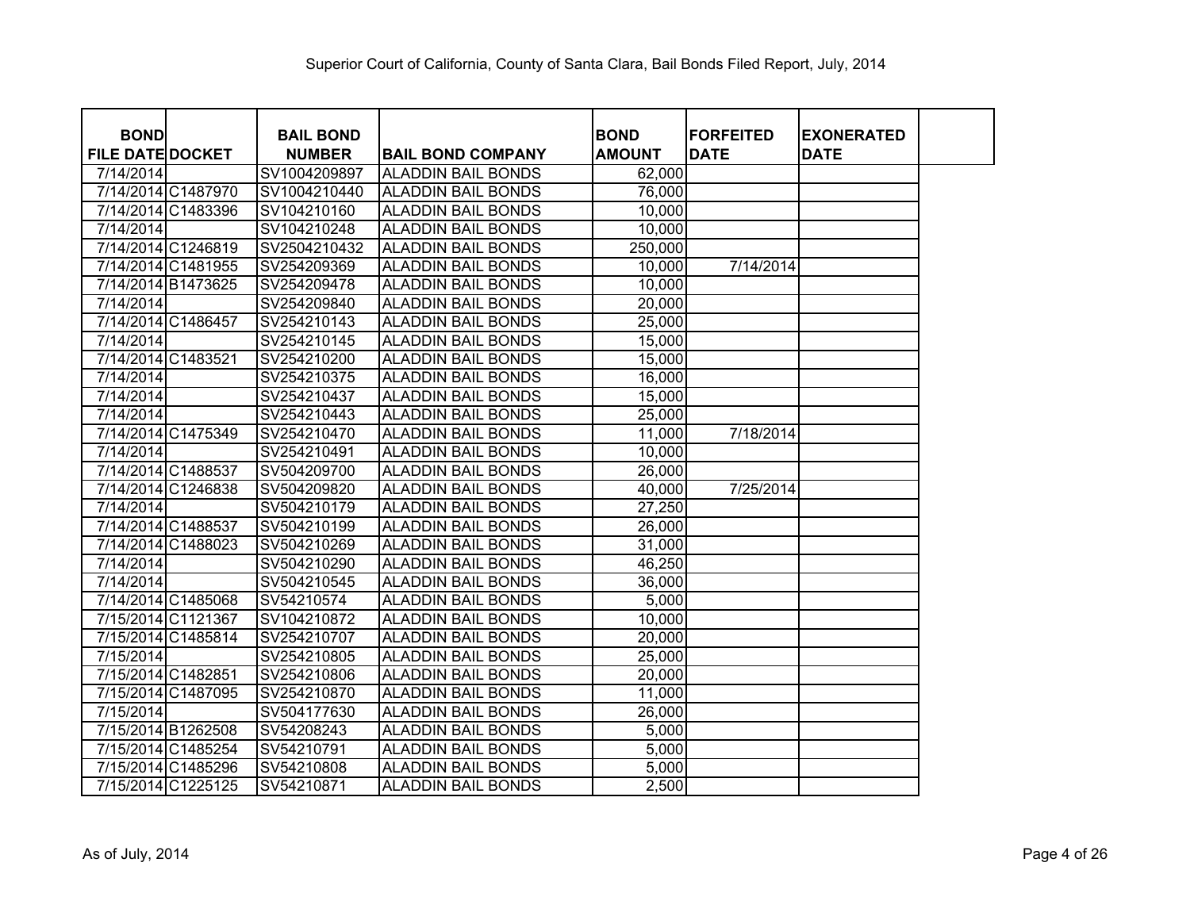Superior Court of California, County of Santa Clara, Bail Bonds Filed Report, July, 2014

| BOND FILE DATE | DOCKET | BAIL BOND NUMBER | BAIL BOND COMPANY | BOND AMOUNT | FORFEITED DATE | EXONERATED DATE |
|---|---|---|---|---|---|---|
| 7/14/2014 | | SV1004209897 | ALADDIN BAIL BONDS | 62,000 | | |
| 7/14/2014 | C1487970 | SV1004210440 | ALADDIN BAIL BONDS | 76,000 | | |
| 7/14/2014 | C1483396 | SV104210160 | ALADDIN BAIL BONDS | 10,000 | | |
| 7/14/2014 | | SV104210248 | ALADDIN BAIL BONDS | 10,000 | | |
| 7/14/2014 | C1246819 | SV2504210432 | ALADDIN BAIL BONDS | 250,000 | | |
| 7/14/2014 | C1481955 | SV254209369 | ALADDIN BAIL BONDS | 10,000 | 7/14/2014 | |
| 7/14/2014 | B1473625 | SV254209478 | ALADDIN BAIL BONDS | 10,000 | | |
| 7/14/2014 | | SV254209840 | ALADDIN BAIL BONDS | 20,000 | | |
| 7/14/2014 | C1486457 | SV254210143 | ALADDIN BAIL BONDS | 25,000 | | |
| 7/14/2014 | | SV254210145 | ALADDIN BAIL BONDS | 15,000 | | |
| 7/14/2014 | C1483521 | SV254210200 | ALADDIN BAIL BONDS | 15,000 | | |
| 7/14/2014 | | SV254210375 | ALADDIN BAIL BONDS | 16,000 | | |
| 7/14/2014 | | SV254210437 | ALADDIN BAIL BONDS | 15,000 | | |
| 7/14/2014 | | SV254210443 | ALADDIN BAIL BONDS | 25,000 | | |
| 7/14/2014 | C1475349 | SV254210470 | ALADDIN BAIL BONDS | 11,000 | 7/18/2014 | |
| 7/14/2014 | | SV254210491 | ALADDIN BAIL BONDS | 10,000 | | |
| 7/14/2014 | C1488537 | SV504209700 | ALADDIN BAIL BONDS | 26,000 | | |
| 7/14/2014 | C1246838 | SV504209820 | ALADDIN BAIL BONDS | 40,000 | 7/25/2014 | |
| 7/14/2014 | | SV504210179 | ALADDIN BAIL BONDS | 27,250 | | |
| 7/14/2014 | C1488537 | SV504210199 | ALADDIN BAIL BONDS | 26,000 | | |
| 7/14/2014 | C1488023 | SV504210269 | ALADDIN BAIL BONDS | 31,000 | | |
| 7/14/2014 | | SV504210290 | ALADDIN BAIL BONDS | 46,250 | | |
| 7/14/2014 | | SV504210545 | ALADDIN BAIL BONDS | 36,000 | | |
| 7/14/2014 | C1485068 | SV54210574 | ALADDIN BAIL BONDS | 5,000 | | |
| 7/15/2014 | C1121367 | SV104210872 | ALADDIN BAIL BONDS | 10,000 | | |
| 7/15/2014 | C1485814 | SV254210707 | ALADDIN BAIL BONDS | 20,000 | | |
| 7/15/2014 | | SV254210805 | ALADDIN BAIL BONDS | 25,000 | | |
| 7/15/2014 | C1482851 | SV254210806 | ALADDIN BAIL BONDS | 20,000 | | |
| 7/15/2014 | C1487095 | SV254210870 | ALADDIN BAIL BONDS | 11,000 | | |
| 7/15/2014 | | SV504177630 | ALADDIN BAIL BONDS | 26,000 | | |
| 7/15/2014 | B1262508 | SV54208243 | ALADDIN BAIL BONDS | 5,000 | | |
| 7/15/2014 | C1485254 | SV54210791 | ALADDIN BAIL BONDS | 5,000 | | |
| 7/15/2014 | C1485296 | SV54210808 | ALADDIN BAIL BONDS | 5,000 | | |
| 7/15/2014 | C1225125 | SV54210871 | ALADDIN BAIL BONDS | 2,500 | | |

As of July, 2014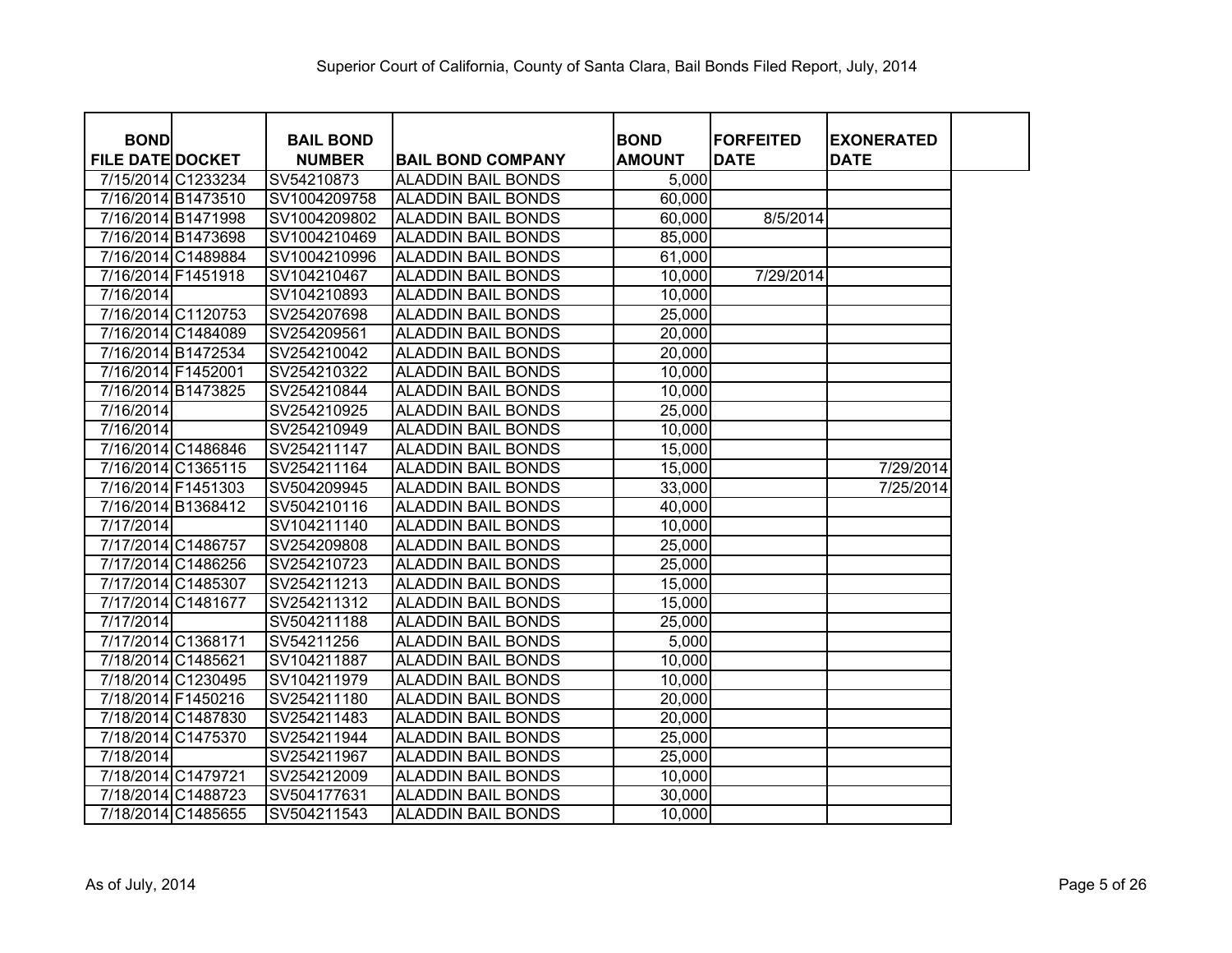Superior Court of California, County of Santa Clara, Bail Bonds Filed Report, July, 2014

| BOND FILE DATE | DOCKET | BAIL BOND NUMBER | BAIL BOND COMPANY | BOND AMOUNT | FORFEITED DATE | EXONERATED DATE |
|---|---|---|---|---|---|---|
| 7/15/2014 | C1233234 | SV54210873 | ALADDIN BAIL BONDS | 5,000 | | |
| 7/16/2014 | B1473510 | SV1004209758 | ALADDIN BAIL BONDS | 60,000 | | |
| 7/16/2014 | B1471998 | SV1004209802 | ALADDIN BAIL BONDS | 60,000 | 8/5/2014 | |
| 7/16/2014 | B1473698 | SV1004210469 | ALADDIN BAIL BONDS | 85,000 | | |
| 7/16/2014 | C1489884 | SV1004210996 | ALADDIN BAIL BONDS | 61,000 | | |
| 7/16/2014 | F1451918 | SV104210467 | ALADDIN BAIL BONDS | 10,000 | 7/29/2014 | |
| 7/16/2014 | | SV104210893 | ALADDIN BAIL BONDS | 10,000 | | |
| 7/16/2014 | C1120753 | SV254207698 | ALADDIN BAIL BONDS | 25,000 | | |
| 7/16/2014 | C1484089 | SV254209561 | ALADDIN BAIL BONDS | 20,000 | | |
| 7/16/2014 | B1472534 | SV254210042 | ALADDIN BAIL BONDS | 20,000 | | |
| 7/16/2014 | F1452001 | SV254210322 | ALADDIN BAIL BONDS | 10,000 | | |
| 7/16/2014 | B1473825 | SV254210844 | ALADDIN BAIL BONDS | 10,000 | | |
| 7/16/2014 | | SV254210925 | ALADDIN BAIL BONDS | 25,000 | | |
| 7/16/2014 | | SV254210949 | ALADDIN BAIL BONDS | 10,000 | | |
| 7/16/2014 | C1486846 | SV254211147 | ALADDIN BAIL BONDS | 15,000 | | |
| 7/16/2014 | C1365115 | SV254211164 | ALADDIN BAIL BONDS | 15,000 | | 7/29/2014 |
| 7/16/2014 | F1451303 | SV504209945 | ALADDIN BAIL BONDS | 33,000 | | 7/25/2014 |
| 7/16/2014 | B1368412 | SV504210116 | ALADDIN BAIL BONDS | 40,000 | | |
| 7/17/2014 | | SV104211140 | ALADDIN BAIL BONDS | 10,000 | | |
| 7/17/2014 | C1486757 | SV254209808 | ALADDIN BAIL BONDS | 25,000 | | |
| 7/17/2014 | C1486256 | SV254210723 | ALADDIN BAIL BONDS | 25,000 | | |
| 7/17/2014 | C1485307 | SV254211213 | ALADDIN BAIL BONDS | 15,000 | | |
| 7/17/2014 | C1481677 | SV254211312 | ALADDIN BAIL BONDS | 15,000 | | |
| 7/17/2014 | | SV504211188 | ALADDIN BAIL BONDS | 25,000 | | |
| 7/17/2014 | C1368171 | SV54211256 | ALADDIN BAIL BONDS | 5,000 | | |
| 7/18/2014 | C1485621 | SV104211887 | ALADDIN BAIL BONDS | 10,000 | | |
| 7/18/2014 | C1230495 | SV104211979 | ALADDIN BAIL BONDS | 10,000 | | |
| 7/18/2014 | F1450216 | SV254211180 | ALADDIN BAIL BONDS | 20,000 | | |
| 7/18/2014 | C1487830 | SV254211483 | ALADDIN BAIL BONDS | 20,000 | | |
| 7/18/2014 | C1475370 | SV254211944 | ALADDIN BAIL BONDS | 25,000 | | |
| 7/18/2014 | | SV254211967 | ALADDIN BAIL BONDS | 25,000 | | |
| 7/18/2014 | C1479721 | SV254212009 | ALADDIN BAIL BONDS | 10,000 | | |
| 7/18/2014 | C1488723 | SV504177631 | ALADDIN BAIL BONDS | 30,000 | | |
| 7/18/2014 | C1485655 | SV504211543 | ALADDIN BAIL BONDS | 10,000 | | |

As of July, 2014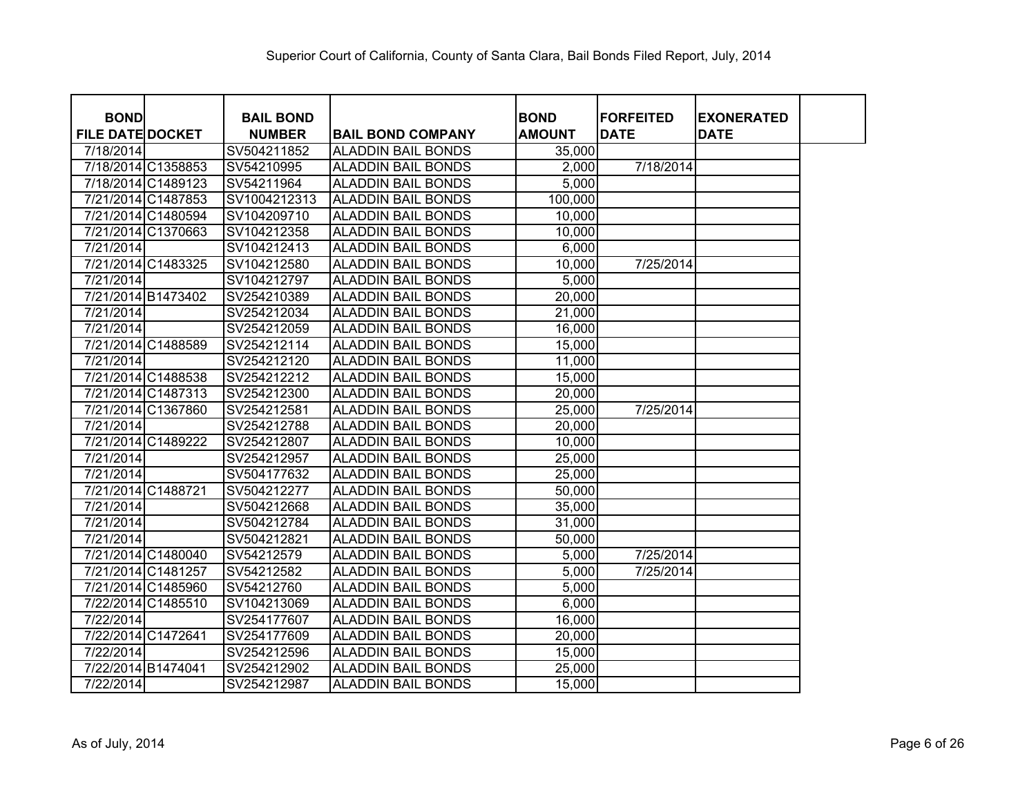Superior Court of California, County of Santa Clara, Bail Bonds Filed Report, July, 2014

| BOND FILE DATE | DOCKET | BAIL BOND NUMBER | BAIL BOND COMPANY | BOND AMOUNT | FORFEITED DATE | EXONERATED DATE |
|---|---|---|---|---|---|---|
| 7/18/2014 | | SV504211852 | ALADDIN BAIL BONDS | 35,000 | | |
| 7/18/2014 | C1358853 | SV54210995 | ALADDIN BAIL BONDS | 2,000 | 7/18/2014 | |
| 7/18/2014 | C1489123 | SV54211964 | ALADDIN BAIL BONDS | 5,000 | | |
| 7/21/2014 | C1487853 | SV1004212313 | ALADDIN BAIL BONDS | 100,000 | | |
| 7/21/2014 | C1480594 | SV104209710 | ALADDIN BAIL BONDS | 10,000 | | |
| 7/21/2014 | C1370663 | SV104212358 | ALADDIN BAIL BONDS | 10,000 | | |
| 7/21/2014 | | SV104212413 | ALADDIN BAIL BONDS | 6,000 | | |
| 7/21/2014 | C1483325 | SV104212580 | ALADDIN BAIL BONDS | 10,000 | 7/25/2014 | |
| 7/21/2014 | | SV104212797 | ALADDIN BAIL BONDS | 5,000 | | |
| 7/21/2014 | B1473402 | SV254210389 | ALADDIN BAIL BONDS | 20,000 | | |
| 7/21/2014 | | SV254212034 | ALADDIN BAIL BONDS | 21,000 | | |
| 7/21/2014 | | SV254212059 | ALADDIN BAIL BONDS | 16,000 | | |
| 7/21/2014 | C1488589 | SV254212114 | ALADDIN BAIL BONDS | 15,000 | | |
| 7/21/2014 | | SV254212120 | ALADDIN BAIL BONDS | 11,000 | | |
| 7/21/2014 | C1488538 | SV254212212 | ALADDIN BAIL BONDS | 15,000 | | |
| 7/21/2014 | C1487313 | SV254212300 | ALADDIN BAIL BONDS | 20,000 | | |
| 7/21/2014 | C1367860 | SV254212581 | ALADDIN BAIL BONDS | 25,000 | 7/25/2014 | |
| 7/21/2014 | | SV254212788 | ALADDIN BAIL BONDS | 20,000 | | |
| 7/21/2014 | C1489222 | SV254212807 | ALADDIN BAIL BONDS | 10,000 | | |
| 7/21/2014 | | SV254212957 | ALADDIN BAIL BONDS | 25,000 | | |
| 7/21/2014 | | SV504177632 | ALADDIN BAIL BONDS | 25,000 | | |
| 7/21/2014 | C1488721 | SV504212277 | ALADDIN BAIL BONDS | 50,000 | | |
| 7/21/2014 | | SV504212668 | ALADDIN BAIL BONDS | 35,000 | | |
| 7/21/2014 | | SV504212784 | ALADDIN BAIL BONDS | 31,000 | | |
| 7/21/2014 | | SV504212821 | ALADDIN BAIL BONDS | 50,000 | | |
| 7/21/2014 | C1480040 | SV54212579 | ALADDIN BAIL BONDS | 5,000 | 7/25/2014 | |
| 7/21/2014 | C1481257 | SV54212582 | ALADDIN BAIL BONDS | 5,000 | 7/25/2014 | |
| 7/21/2014 | C1485960 | SV54212760 | ALADDIN BAIL BONDS | 5,000 | | |
| 7/22/2014 | C1485510 | SV104213069 | ALADDIN BAIL BONDS | 6,000 | | |
| 7/22/2014 | | SV254177607 | ALADDIN BAIL BONDS | 16,000 | | |
| 7/22/2014 | C1472641 | SV254177609 | ALADDIN BAIL BONDS | 20,000 | | |
| 7/22/2014 | | SV254212596 | ALADDIN BAIL BONDS | 15,000 | | |
| 7/22/2014 | B1474041 | SV254212902 | ALADDIN BAIL BONDS | 25,000 | | |
| 7/22/2014 | | SV254212987 | ALADDIN BAIL BONDS | 15,000 | | |

As of July, 2014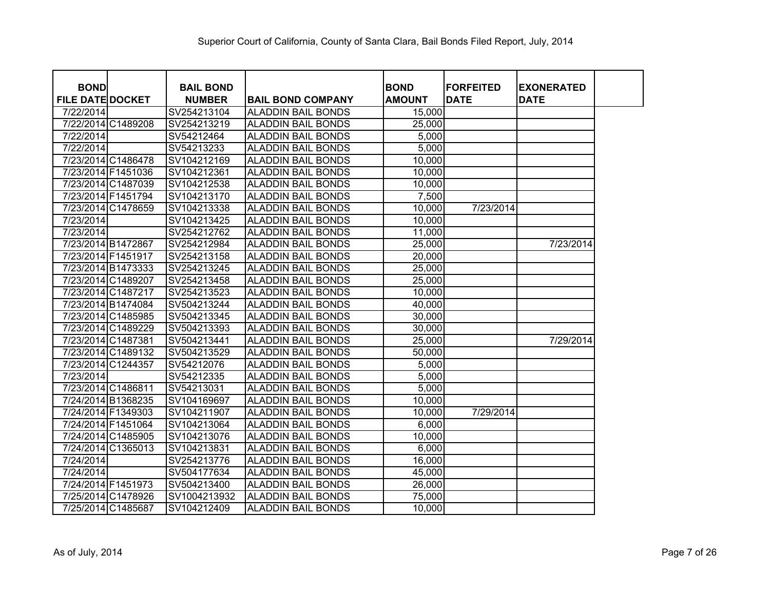Superior Court of California, County of Santa Clara, Bail Bonds Filed Report, July, 2014

| BOND FILE DATE | DOCKET | BAIL BOND NUMBER | BAIL BOND COMPANY | BOND AMOUNT | FORFEITED DATE | EXONERATED DATE |
|---|---|---|---|---|---|---|
| 7/22/2014 | | SV254213104 | ALADDIN BAIL BONDS | 15,000 | | |
| 7/22/2014 | C1489208 | SV254213219 | ALADDIN BAIL BONDS | 25,000 | | |
| 7/22/2014 | | SV54212464 | ALADDIN BAIL BONDS | 5,000 | | |
| 7/22/2014 | | SV54213233 | ALADDIN BAIL BONDS | 5,000 | | |
| 7/23/2014 | C1486478 | SV104212169 | ALADDIN BAIL BONDS | 10,000 | | |
| 7/23/2014 | F1451036 | SV104212361 | ALADDIN BAIL BONDS | 10,000 | | |
| 7/23/2014 | C1487039 | SV104212538 | ALADDIN BAIL BONDS | 10,000 | | |
| 7/23/2014 | F1451794 | SV104213170 | ALADDIN BAIL BONDS | 7,500 | | |
| 7/23/2014 | C1478659 | SV104213338 | ALADDIN BAIL BONDS | 10,000 | 7/23/2014 | |
| 7/23/2014 | | SV104213425 | ALADDIN BAIL BONDS | 10,000 | | |
| 7/23/2014 | | SV254212762 | ALADDIN BAIL BONDS | 11,000 | | |
| 7/23/2014 | B1472867 | SV254212984 | ALADDIN BAIL BONDS | 25,000 | | 7/23/2014 |
| 7/23/2014 | F1451917 | SV254213158 | ALADDIN BAIL BONDS | 20,000 | | |
| 7/23/2014 | B1473333 | SV254213245 | ALADDIN BAIL BONDS | 25,000 | | |
| 7/23/2014 | C1489207 | SV254213458 | ALADDIN BAIL BONDS | 25,000 | | |
| 7/23/2014 | C1487217 | SV254213523 | ALADDIN BAIL BONDS | 10,000 | | |
| 7/23/2014 | B1474084 | SV504213244 | ALADDIN BAIL BONDS | 40,000 | | |
| 7/23/2014 | C1485985 | SV504213345 | ALADDIN BAIL BONDS | 30,000 | | |
| 7/23/2014 | C1489229 | SV504213393 | ALADDIN BAIL BONDS | 30,000 | | |
| 7/23/2014 | C1487381 | SV504213441 | ALADDIN BAIL BONDS | 25,000 | | 7/29/2014 |
| 7/23/2014 | C1489132 | SV504213529 | ALADDIN BAIL BONDS | 50,000 | | |
| 7/23/2014 | C1244357 | SV54212076 | ALADDIN BAIL BONDS | 5,000 | | |
| 7/23/2014 | | SV54212335 | ALADDIN BAIL BONDS | 5,000 | | |
| 7/23/2014 | C1486811 | SV54213031 | ALADDIN BAIL BONDS | 5,000 | | |
| 7/24/2014 | B1368235 | SV104169697 | ALADDIN BAIL BONDS | 10,000 | | |
| 7/24/2014 | F1349303 | SV104211907 | ALADDIN BAIL BONDS | 10,000 | 7/29/2014 | |
| 7/24/2014 | F1451064 | SV104213064 | ALADDIN BAIL BONDS | 6,000 | | |
| 7/24/2014 | C1485905 | SV104213076 | ALADDIN BAIL BONDS | 10,000 | | |
| 7/24/2014 | C1365013 | SV104213831 | ALADDIN BAIL BONDS | 6,000 | | |
| 7/24/2014 | | SV254213776 | ALADDIN BAIL BONDS | 16,000 | | |
| 7/24/2014 | | SV504177634 | ALADDIN BAIL BONDS | 45,000 | | |
| 7/24/2014 | F1451973 | SV504213400 | ALADDIN BAIL BONDS | 26,000 | | |
| 7/25/2014 | C1478926 | SV1004213932 | ALADDIN BAIL BONDS | 75,000 | | |
| 7/25/2014 | C1485687 | SV104212409 | ALADDIN BAIL BONDS | 10,000 | | |

As of July, 2014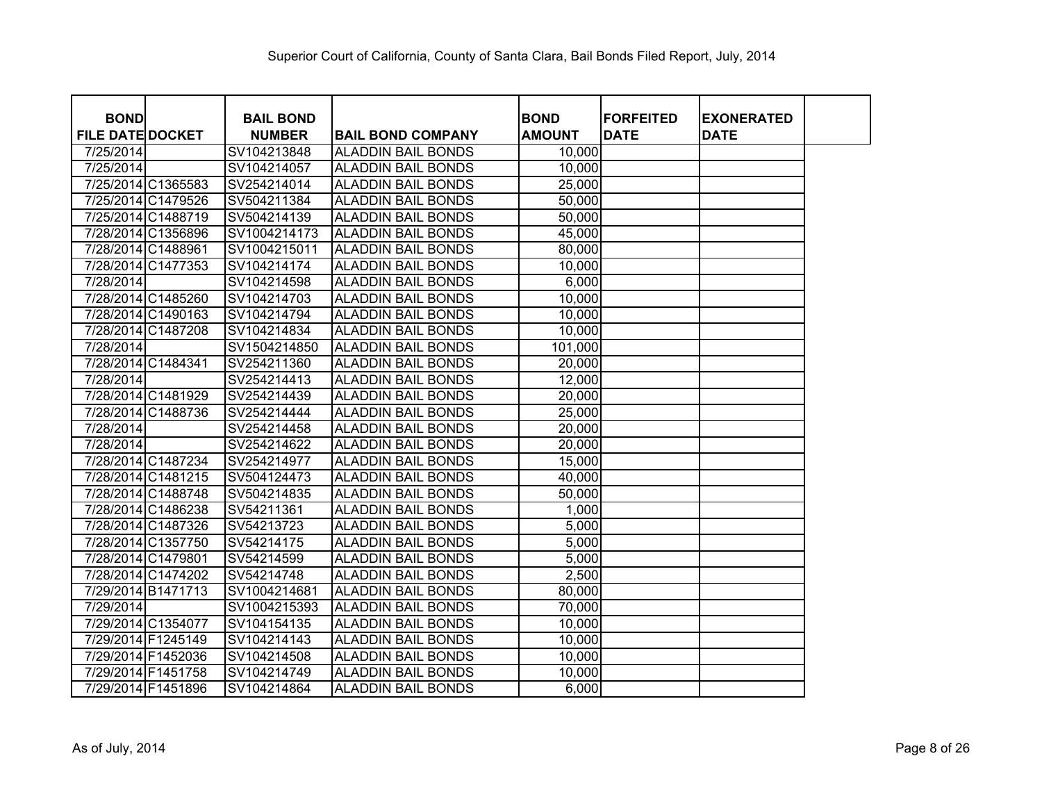Superior Court of California, County of Santa Clara, Bail Bonds Filed Report, July, 2014

| BOND FILE DATE | DOCKET | BAIL BOND NUMBER | BAIL BOND COMPANY | BOND AMOUNT | FORFEITED DATE | EXONERATED DATE |
|---|---|---|---|---|---|---|
| 7/25/2014 | | SV104213848 | ALADDIN BAIL BONDS | 10,000 | | |
| 7/25/2014 | | SV104214057 | ALADDIN BAIL BONDS | 10,000 | | |
| 7/25/2014 | C1365583 | SV254214014 | ALADDIN BAIL BONDS | 25,000 | | |
| 7/25/2014 | C1479526 | SV504211384 | ALADDIN BAIL BONDS | 50,000 | | |
| 7/25/2014 | C1488719 | SV504214139 | ALADDIN BAIL BONDS | 50,000 | | |
| 7/28/2014 | C1356896 | SV1004214173 | ALADDIN BAIL BONDS | 45,000 | | |
| 7/28/2014 | C1488961 | SV1004215011 | ALADDIN BAIL BONDS | 80,000 | | |
| 7/28/2014 | C1477353 | SV104214174 | ALADDIN BAIL BONDS | 10,000 | | |
| 7/28/2014 | | SV104214598 | ALADDIN BAIL BONDS | 6,000 | | |
| 7/28/2014 | C1485260 | SV104214703 | ALADDIN BAIL BONDS | 10,000 | | |
| 7/28/2014 | C1490163 | SV104214794 | ALADDIN BAIL BONDS | 10,000 | | |
| 7/28/2014 | C1487208 | SV104214834 | ALADDIN BAIL BONDS | 10,000 | | |
| 7/28/2014 | | SV1504214850 | ALADDIN BAIL BONDS | 101,000 | | |
| 7/28/2014 | C1484341 | SV254211360 | ALADDIN BAIL BONDS | 20,000 | | |
| 7/28/2014 | | SV254214413 | ALADDIN BAIL BONDS | 12,000 | | |
| 7/28/2014 | C1481929 | SV254214439 | ALADDIN BAIL BONDS | 20,000 | | |
| 7/28/2014 | C1488736 | SV254214444 | ALADDIN BAIL BONDS | 25,000 | | |
| 7/28/2014 | | SV254214458 | ALADDIN BAIL BONDS | 20,000 | | |
| 7/28/2014 | | SV254214622 | ALADDIN BAIL BONDS | 20,000 | | |
| 7/28/2014 | C1487234 | SV254214977 | ALADDIN BAIL BONDS | 15,000 | | |
| 7/28/2014 | C1481215 | SV504124473 | ALADDIN BAIL BONDS | 40,000 | | |
| 7/28/2014 | C1488748 | SV504214835 | ALADDIN BAIL BONDS | 50,000 | | |
| 7/28/2014 | C1486238 | SV54211361 | ALADDIN BAIL BONDS | 1,000 | | |
| 7/28/2014 | C1487326 | SV54213723 | ALADDIN BAIL BONDS | 5,000 | | |
| 7/28/2014 | C1357750 | SV54214175 | ALADDIN BAIL BONDS | 5,000 | | |
| 7/28/2014 | C1479801 | SV54214599 | ALADDIN BAIL BONDS | 5,000 | | |
| 7/28/2014 | C1474202 | SV54214748 | ALADDIN BAIL BONDS | 2,500 | | |
| 7/29/2014 | B1471713 | SV1004214681 | ALADDIN BAIL BONDS | 80,000 | | |
| 7/29/2014 | | SV1004215393 | ALADDIN BAIL BONDS | 70,000 | | |
| 7/29/2014 | C1354077 | SV104154135 | ALADDIN BAIL BONDS | 10,000 | | |
| 7/29/2014 | F1245149 | SV104214143 | ALADDIN BAIL BONDS | 10,000 | | |
| 7/29/2014 | F1452036 | SV104214508 | ALADDIN BAIL BONDS | 10,000 | | |
| 7/29/2014 | F1451758 | SV104214749 | ALADDIN BAIL BONDS | 10,000 | | |
| 7/29/2014 | F1451896 | SV104214864 | ALADDIN BAIL BONDS | 6,000 | | |

As of July, 2014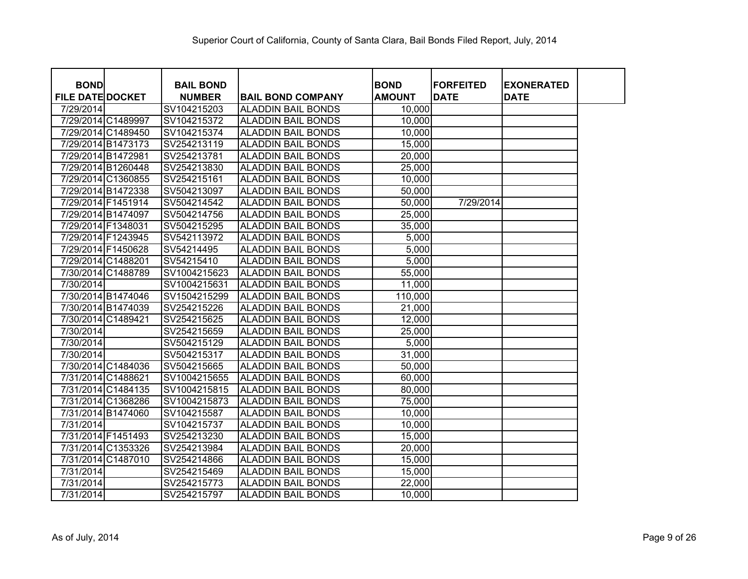Superior Court of California, County of Santa Clara, Bail Bonds Filed Report, July, 2014

| BOND FILE DATE | DOCKET | BAIL BOND NUMBER | BAIL BOND COMPANY | BOND AMOUNT | FORFEITED DATE | EXONERATED DATE |
|---|---|---|---|---|---|---|
| 7/29/2014 | | SV104215203 | ALADDIN BAIL BONDS | 10,000 | | |
| 7/29/2014 | C1489997 | SV104215372 | ALADDIN BAIL BONDS | 10,000 | | |
| 7/29/2014 | C1489450 | SV104215374 | ALADDIN BAIL BONDS | 10,000 | | |
| 7/29/2014 | B1473173 | SV254213119 | ALADDIN BAIL BONDS | 15,000 | | |
| 7/29/2014 | B1472981 | SV254213781 | ALADDIN BAIL BONDS | 20,000 | | |
| 7/29/2014 | B1260448 | SV254213830 | ALADDIN BAIL BONDS | 25,000 | | |
| 7/29/2014 | C1360855 | SV254215161 | ALADDIN BAIL BONDS | 10,000 | | |
| 7/29/2014 | B1472338 | SV504213097 | ALADDIN BAIL BONDS | 50,000 | | |
| 7/29/2014 | F1451914 | SV504214542 | ALADDIN BAIL BONDS | 50,000 | 7/29/2014 | |
| 7/29/2014 | B1474097 | SV504214756 | ALADDIN BAIL BONDS | 25,000 | | |
| 7/29/2014 | F1348031 | SV504215295 | ALADDIN BAIL BONDS | 35,000 | | |
| 7/29/2014 | F1243945 | SV542113972 | ALADDIN BAIL BONDS | 5,000 | | |
| 7/29/2014 | F1450628 | SV54214495 | ALADDIN BAIL BONDS | 5,000 | | |
| 7/29/2014 | C1488201 | SV54215410 | ALADDIN BAIL BONDS | 5,000 | | |
| 7/30/2014 | C1488789 | SV1004215623 | ALADDIN BAIL BONDS | 55,000 | | |
| 7/30/2014 | | SV1004215631 | ALADDIN BAIL BONDS | 11,000 | | |
| 7/30/2014 | B1474046 | SV1504215299 | ALADDIN BAIL BONDS | 110,000 | | |
| 7/30/2014 | B1474039 | SV254215226 | ALADDIN BAIL BONDS | 21,000 | | |
| 7/30/2014 | C1489421 | SV254215625 | ALADDIN BAIL BONDS | 12,000 | | |
| 7/30/2014 | | SV254215659 | ALADDIN BAIL BONDS | 25,000 | | |
| 7/30/2014 | | SV504215129 | ALADDIN BAIL BONDS | 5,000 | | |
| 7/30/2014 | | SV504215317 | ALADDIN BAIL BONDS | 31,000 | | |
| 7/30/2014 | C1484036 | SV504215665 | ALADDIN BAIL BONDS | 50,000 | | |
| 7/31/2014 | C1488621 | SV1004215655 | ALADDIN BAIL BONDS | 60,000 | | |
| 7/31/2014 | C1484135 | SV1004215815 | ALADDIN BAIL BONDS | 80,000 | | |
| 7/31/2014 | C1368286 | SV1004215873 | ALADDIN BAIL BONDS | 75,000 | | |
| 7/31/2014 | B1474060 | SV104215587 | ALADDIN BAIL BONDS | 10,000 | | |
| 7/31/2014 | | SV104215737 | ALADDIN BAIL BONDS | 10,000 | | |
| 7/31/2014 | F1451493 | SV254213230 | ALADDIN BAIL BONDS | 15,000 | | |
| 7/31/2014 | C1353326 | SV254213984 | ALADDIN BAIL BONDS | 20,000 | | |
| 7/31/2014 | C1487010 | SV254214866 | ALADDIN BAIL BONDS | 15,000 | | |
| 7/31/2014 | | SV254215469 | ALADDIN BAIL BONDS | 15,000 | | |
| 7/31/2014 | | SV254215773 | ALADDIN BAIL BONDS | 22,000 | | |
| 7/31/2014 | | SV254215797 | ALADDIN BAIL BONDS | 10,000 | | |

As of July, 2014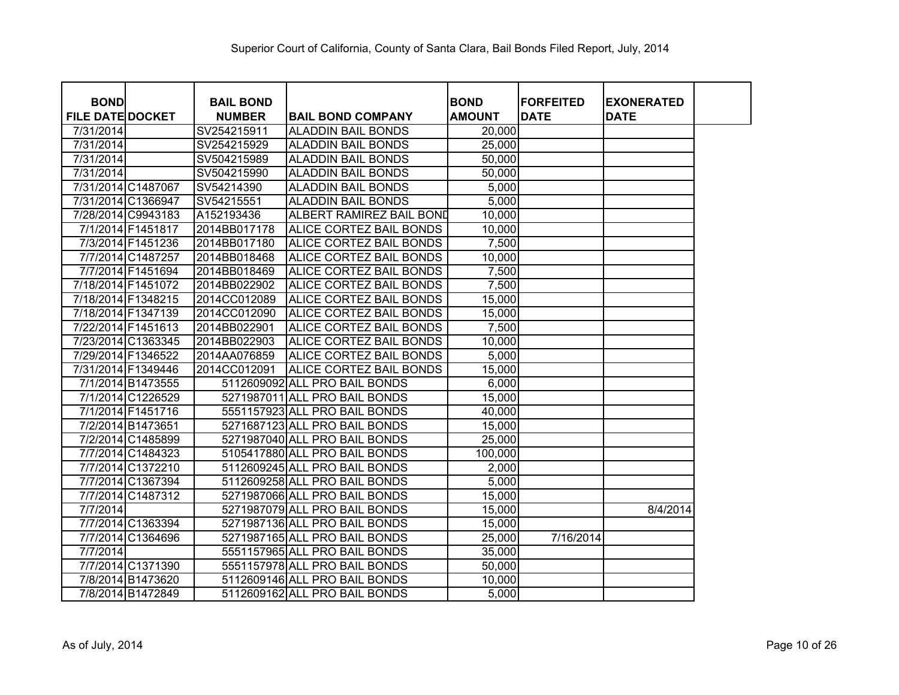Superior Court of California, County of Santa Clara, Bail Bonds Filed Report, July, 2014

| BOND FILE DATE | DOCKET | BAIL BOND NUMBER | BAIL BOND COMPANY | BOND AMOUNT | FORFEITED DATE | EXONERATED DATE |
|---|---|---|---|---|---|---|
| 7/31/2014 | | SV254215911 | ALADDIN BAIL BONDS | 20,000 | | |
| 7/31/2014 | | SV254215929 | ALADDIN BAIL BONDS | 25,000 | | |
| 7/31/2014 | | SV504215989 | ALADDIN BAIL BONDS | 50,000 | | |
| 7/31/2014 | | SV504215990 | ALADDIN BAIL BONDS | 50,000 | | |
| 7/31/2014 | C1487067 | SV54214390 | ALADDIN BAIL BONDS | 5,000 | | |
| 7/31/2014 | C1366947 | SV54215551 | ALADDIN BAIL BONDS | 5,000 | | |
| 7/28/2014 | C9943183 | A152193436 | ALBERT RAMIREZ BAIL BOND | 10,000 | | |
| 7/1/2014 | F1451817 | 2014BB017178 | ALICE CORTEZ BAIL BONDS | 10,000 | | |
| 7/3/2014 | F1451236 | 2014BB017180 | ALICE CORTEZ BAIL BONDS | 7,500 | | |
| 7/7/2014 | C1487257 | 2014BB018468 | ALICE CORTEZ BAIL BONDS | 10,000 | | |
| 7/7/2014 | F1451694 | 2014BB018469 | ALICE CORTEZ BAIL BONDS | 7,500 | | |
| 7/18/2014 | F1451072 | 2014BB022902 | ALICE CORTEZ BAIL BONDS | 7,500 | | |
| 7/18/2014 | F1348215 | 2014CC012089 | ALICE CORTEZ BAIL BONDS | 15,000 | | |
| 7/18/2014 | F1347139 | 2014CC012090 | ALICE CORTEZ BAIL BONDS | 15,000 | | |
| 7/22/2014 | F1451613 | 2014BB022901 | ALICE CORTEZ BAIL BONDS | 7,500 | | |
| 7/23/2014 | C1363345 | 2014BB022903 | ALICE CORTEZ BAIL BONDS | 10,000 | | |
| 7/29/2014 | F1346522 | 2014AA076859 | ALICE CORTEZ BAIL BONDS | 5,000 | | |
| 7/31/2014 | F1349446 | 2014CC012091 | ALICE CORTEZ BAIL BONDS | 15,000 | | |
| 7/1/2014 | B1473555 | 5112609092 | ALL PRO BAIL BONDS | 6,000 | | |
| 7/1/2014 | C1226529 | 5271987011 | ALL PRO BAIL BONDS | 15,000 | | |
| 7/1/2014 | F1451716 | 5551157923 | ALL PRO BAIL BONDS | 40,000 | | |
| 7/2/2014 | B1473651 | 5271687123 | ALL PRO BAIL BONDS | 15,000 | | |
| 7/2/2014 | C1485899 | 5271987040 | ALL PRO BAIL BONDS | 25,000 | | |
| 7/7/2014 | C1484323 | 5105417880 | ALL PRO BAIL BONDS | 100,000 | | |
| 7/7/2014 | C1372210 | 5112609245 | ALL PRO BAIL BONDS | 2,000 | | |
| 7/7/2014 | C1367394 | 5112609258 | ALL PRO BAIL BONDS | 5,000 | | |
| 7/7/2014 | C1487312 | 5271987066 | ALL PRO BAIL BONDS | 15,000 | | |
| 7/7/2014 | | 5271987079 | ALL PRO BAIL BONDS | 15,000 | | 8/4/2014 |
| 7/7/2014 | C1363394 | 5271987136 | ALL PRO BAIL BONDS | 15,000 | | |
| 7/7/2014 | C1364696 | 5271987165 | ALL PRO BAIL BONDS | 25,000 | 7/16/2014 | |
| 7/7/2014 | | 5551157965 | ALL PRO BAIL BONDS | 35,000 | | |
| 7/7/2014 | C1371390 | 5551157978 | ALL PRO BAIL BONDS | 50,000 | | |
| 7/8/2014 | B1473620 | 5112609146 | ALL PRO BAIL BONDS | 10,000 | | |
| 7/8/2014 | B1472849 | 5112609162 | ALL PRO BAIL BONDS | 5,000 | | |

As of July, 2014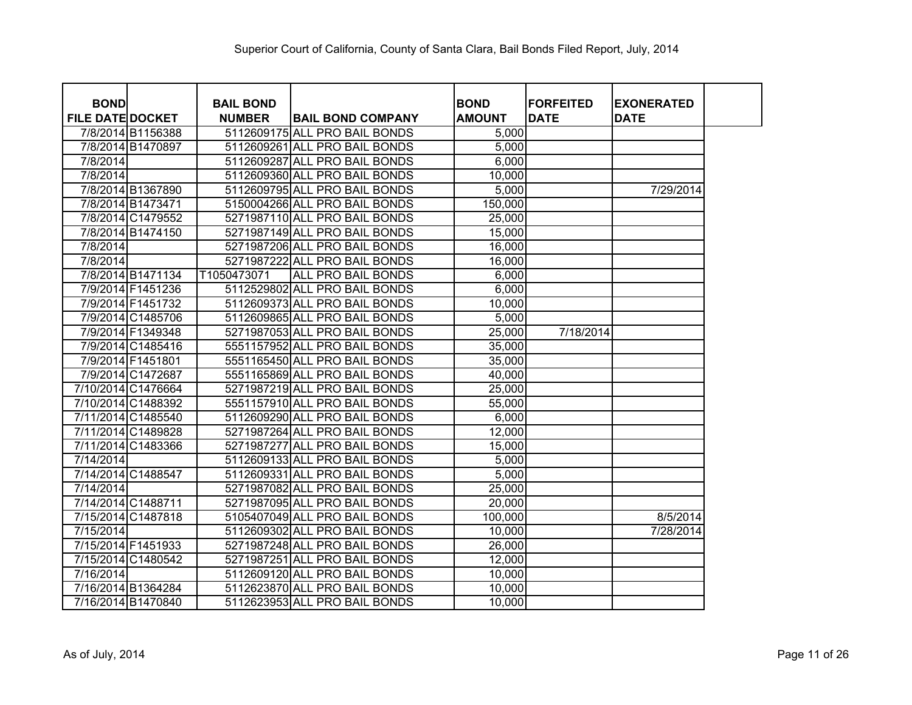Superior Court of California, County of Santa Clara, Bail Bonds Filed Report, July, 2014

| BOND FILE DATE | DOCKET | BAIL BOND NUMBER | BAIL BOND COMPANY | BOND AMOUNT | FORFEITED DATE | EXONERATED DATE |
|---|---|---|---|---|---|---|
| 7/8/2014 | B1156388 | 5112609175 | ALL PRO BAIL BONDS | 5,000 | | |
| 7/8/2014 | B1470897 | 5112609261 | ALL PRO BAIL BONDS | 5,000 | | |
| 7/8/2014 | | 5112609287 | ALL PRO BAIL BONDS | 6,000 | | |
| 7/8/2014 | | 5112609360 | ALL PRO BAIL BONDS | 10,000 | | |
| 7/8/2014 | B1367890 | 5112609795 | ALL PRO BAIL BONDS | 5,000 | | 7/29/2014 |
| 7/8/2014 | B1473471 | 5150004266 | ALL PRO BAIL BONDS | 150,000 | | |
| 7/8/2014 | C1479552 | 5271987110 | ALL PRO BAIL BONDS | 25,000 | | |
| 7/8/2014 | B1474150 | 5271987149 | ALL PRO BAIL BONDS | 15,000 | | |
| 7/8/2014 | | 5271987206 | ALL PRO BAIL BONDS | 16,000 | | |
| 7/8/2014 | | 5271987222 | ALL PRO BAIL BONDS | 16,000 | | |
| 7/8/2014 | B1471134 | T1050473071 | ALL PRO BAIL BONDS | 6,000 | | |
| 7/9/2014 | F1451236 | 5112529802 | ALL PRO BAIL BONDS | 6,000 | | |
| 7/9/2014 | F1451732 | 5112609373 | ALL PRO BAIL BONDS | 10,000 | | |
| 7/9/2014 | C1485706 | 5112609865 | ALL PRO BAIL BONDS | 5,000 | | |
| 7/9/2014 | F1349348 | 5271987053 | ALL PRO BAIL BONDS | 25,000 | 7/18/2014 | |
| 7/9/2014 | C1485416 | 5551157952 | ALL PRO BAIL BONDS | 35,000 | | |
| 7/9/2014 | F1451801 | 5551165450 | ALL PRO BAIL BONDS | 35,000 | | |
| 7/9/2014 | C1472687 | 5551165869 | ALL PRO BAIL BONDS | 40,000 | | |
| 7/10/2014 | C1476664 | 5271987219 | ALL PRO BAIL BONDS | 25,000 | | |
| 7/10/2014 | C1488392 | 5551157910 | ALL PRO BAIL BONDS | 55,000 | | |
| 7/11/2014 | C1485540 | 5112609290 | ALL PRO BAIL BONDS | 6,000 | | |
| 7/11/2014 | C1489828 | 5271987264 | ALL PRO BAIL BONDS | 12,000 | | |
| 7/11/2014 | C1483366 | 5271987277 | ALL PRO BAIL BONDS | 15,000 | | |
| 7/14/2014 | | 5112609133 | ALL PRO BAIL BONDS | 5,000 | | |
| 7/14/2014 | C1488547 | 5112609331 | ALL PRO BAIL BONDS | 5,000 | | |
| 7/14/2014 | | 5271987082 | ALL PRO BAIL BONDS | 25,000 | | |
| 7/14/2014 | C1488711 | 5271987095 | ALL PRO BAIL BONDS | 20,000 | | |
| 7/15/2014 | C1487818 | 5105407049 | ALL PRO BAIL BONDS | 100,000 | | 8/5/2014 |
| 7/15/2014 | | 5112609302 | ALL PRO BAIL BONDS | 10,000 | | 7/28/2014 |
| 7/15/2014 | F1451933 | 5271987248 | ALL PRO BAIL BONDS | 26,000 | | |
| 7/15/2014 | C1480542 | 5271987251 | ALL PRO BAIL BONDS | 12,000 | | |
| 7/16/2014 | | 5112609120 | ALL PRO BAIL BONDS | 10,000 | | |
| 7/16/2014 | B1364284 | 5112623870 | ALL PRO BAIL BONDS | 10,000 | | |
| 7/16/2014 | B1470840 | 5112623953 | ALL PRO BAIL BONDS | 10,000 | | |

As of July, 2014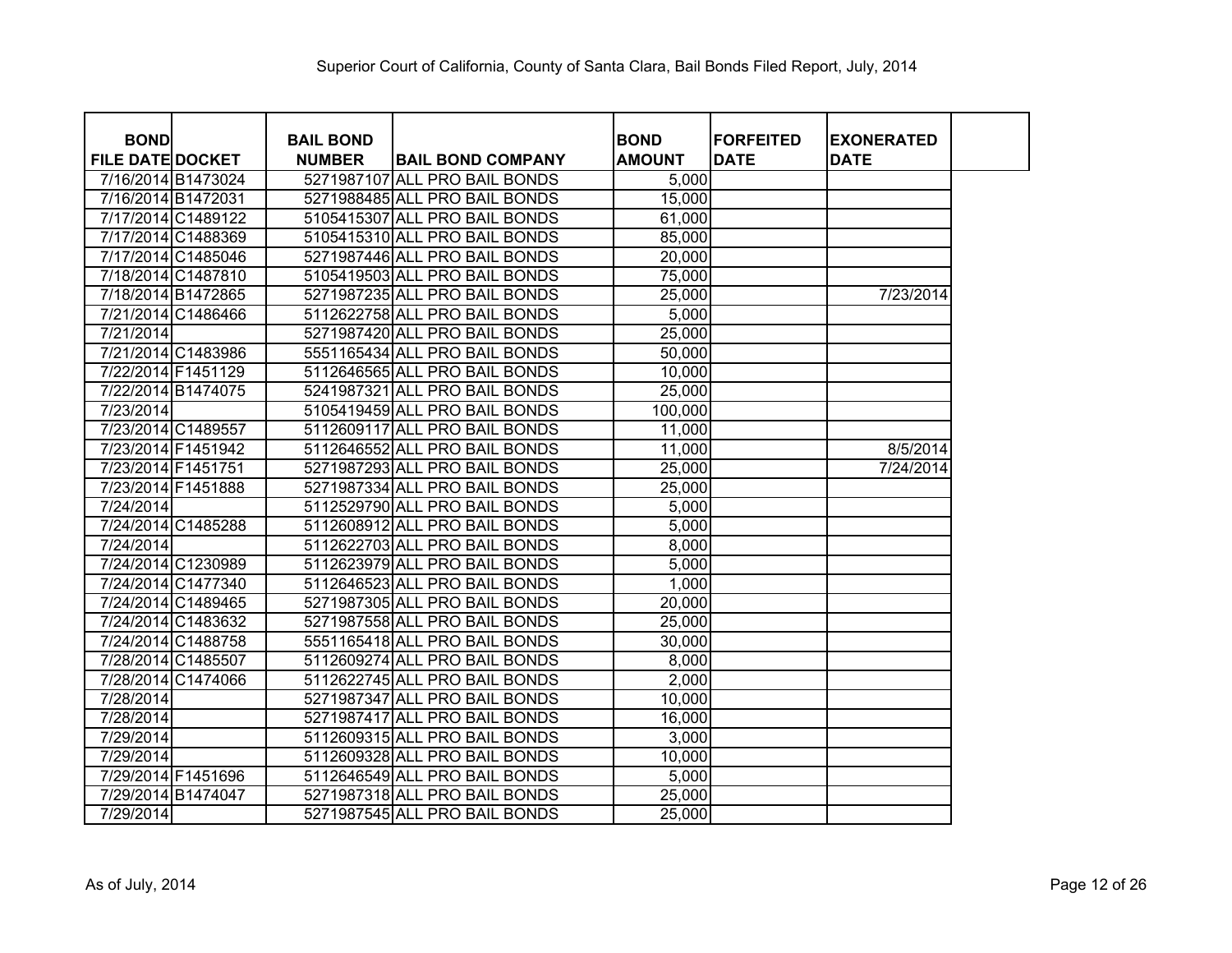Superior Court of California, County of Santa Clara, Bail Bonds Filed Report, July, 2014

| BOND FILE DATE | DOCKET | BAIL BOND NUMBER | BAIL BOND COMPANY | BOND AMOUNT | FORFEITED DATE | EXONERATED DATE |
|---|---|---|---|---|---|---|
| 7/16/2014 | B1473024 | 5271987107 | ALL PRO BAIL BONDS | 5,000 | | |
| 7/16/2014 | B1472031 | 5271988485 | ALL PRO BAIL BONDS | 15,000 | | |
| 7/17/2014 | C1489122 | 5105415307 | ALL PRO BAIL BONDS | 61,000 | | |
| 7/17/2014 | C1488369 | 5105415310 | ALL PRO BAIL BONDS | 85,000 | | |
| 7/17/2014 | C1485046 | 5271987446 | ALL PRO BAIL BONDS | 20,000 | | |
| 7/18/2014 | C1487810 | 5105419503 | ALL PRO BAIL BONDS | 75,000 | | |
| 7/18/2014 | B1472865 | 5271987235 | ALL PRO BAIL BONDS | 25,000 | | 7/23/2014 |
| 7/21/2014 | C1486466 | 5112622758 | ALL PRO BAIL BONDS | 5,000 | | |
| 7/21/2014 | | 5271987420 | ALL PRO BAIL BONDS | 25,000 | | |
| 7/21/2014 | C1483986 | 5551165434 | ALL PRO BAIL BONDS | 50,000 | | |
| 7/22/2014 | F1451129 | 5112646565 | ALL PRO BAIL BONDS | 10,000 | | |
| 7/22/2014 | B1474075 | 5241987321 | ALL PRO BAIL BONDS | 25,000 | | |
| 7/23/2014 | | 5105419459 | ALL PRO BAIL BONDS | 100,000 | | |
| 7/23/2014 | C1489557 | 5112609117 | ALL PRO BAIL BONDS | 11,000 | | |
| 7/23/2014 | F1451942 | 5112646552 | ALL PRO BAIL BONDS | 11,000 | | 8/5/2014 |
| 7/23/2014 | F1451751 | 5271987293 | ALL PRO BAIL BONDS | 25,000 | | 7/24/2014 |
| 7/23/2014 | F1451888 | 5271987334 | ALL PRO BAIL BONDS | 25,000 | | |
| 7/24/2014 | | 5112529790 | ALL PRO BAIL BONDS | 5,000 | | |
| 7/24/2014 | C1485288 | 5112608912 | ALL PRO BAIL BONDS | 5,000 | | |
| 7/24/2014 | | 5112622703 | ALL PRO BAIL BONDS | 8,000 | | |
| 7/24/2014 | C1230989 | 5112623979 | ALL PRO BAIL BONDS | 5,000 | | |
| 7/24/2014 | C1477340 | 5112646523 | ALL PRO BAIL BONDS | 1,000 | | |
| 7/24/2014 | C1489465 | 5271987305 | ALL PRO BAIL BONDS | 20,000 | | |
| 7/24/2014 | C1483632 | 5271987558 | ALL PRO BAIL BONDS | 25,000 | | |
| 7/24/2014 | C1488758 | 5551165418 | ALL PRO BAIL BONDS | 30,000 | | |
| 7/28/2014 | C1485507 | 5112609274 | ALL PRO BAIL BONDS | 8,000 | | |
| 7/28/2014 | C1474066 | 5112622745 | ALL PRO BAIL BONDS | 2,000 | | |
| 7/28/2014 | | 5271987347 | ALL PRO BAIL BONDS | 10,000 | | |
| 7/28/2014 | | 5271987417 | ALL PRO BAIL BONDS | 16,000 | | |
| 7/29/2014 | | 5112609315 | ALL PRO BAIL BONDS | 3,000 | | |
| 7/29/2014 | | 5112609328 | ALL PRO BAIL BONDS | 10,000 | | |
| 7/29/2014 | F1451696 | 5112646549 | ALL PRO BAIL BONDS | 5,000 | | |
| 7/29/2014 | B1474047 | 5271987318 | ALL PRO BAIL BONDS | 25,000 | | |
| 7/29/2014 | | 5271987545 | ALL PRO BAIL BONDS | 25,000 | | |

As of July, 2014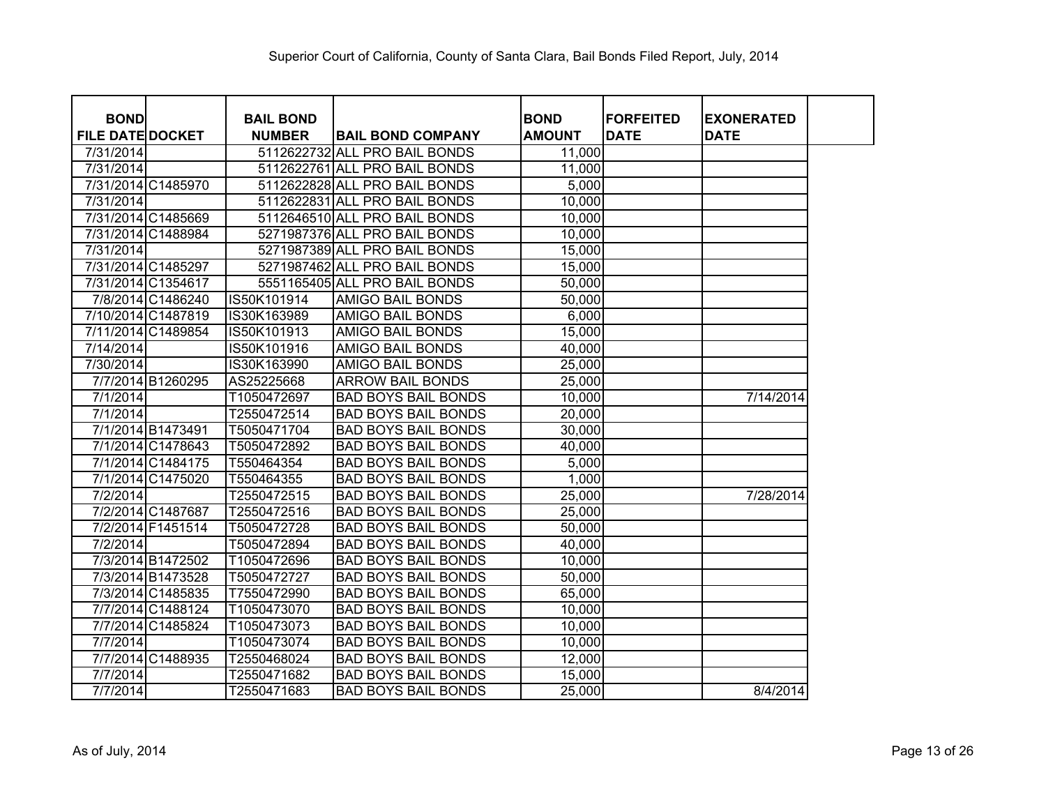Superior Court of California, County of Santa Clara, Bail Bonds Filed Report, July, 2014

| BOND FILE DATE | DOCKET | BAIL BOND NUMBER | BAIL BOND COMPANY | BOND AMOUNT | FORFEITED DATE | EXONERATED DATE |
|---|---|---|---|---|---|---|
| 7/31/2014 | | 5112622732 | ALL PRO BAIL BONDS | 11,000 | | |
| 7/31/2014 | | 5112622761 | ALL PRO BAIL BONDS | 11,000 | | |
| 7/31/2014 | C1485970 | 5112622828 | ALL PRO BAIL BONDS | 5,000 | | |
| 7/31/2014 | | 5112622831 | ALL PRO BAIL BONDS | 10,000 | | |
| 7/31/2014 | C1485669 | 5112646510 | ALL PRO BAIL BONDS | 10,000 | | |
| 7/31/2014 | C1488984 | 5271987376 | ALL PRO BAIL BONDS | 10,000 | | |
| 7/31/2014 | | 5271987389 | ALL PRO BAIL BONDS | 15,000 | | |
| 7/31/2014 | C1485297 | 5271987462 | ALL PRO BAIL BONDS | 15,000 | | |
| 7/31/2014 | C1354617 | 5551165405 | ALL PRO BAIL BONDS | 50,000 | | |
| 7/8/2014 | C1486240 | IS50K101914 | AMIGO BAIL BONDS | 50,000 | | |
| 7/10/2014 | C1487819 | IS30K163989 | AMIGO BAIL BONDS | 6,000 | | |
| 7/11/2014 | C1489854 | IS50K101913 | AMIGO BAIL BONDS | 15,000 | | |
| 7/14/2014 | | IS50K101916 | AMIGO BAIL BONDS | 40,000 | | |
| 7/30/2014 | | IS30K163990 | AMIGO BAIL BONDS | 25,000 | | |
| 7/7/2014 | B1260295 | AS25225668 | ARROW BAIL BONDS | 25,000 | | |
| 7/1/2014 | | T1050472697 | BAD BOYS BAIL BONDS | 10,000 | | 7/14/2014 |
| 7/1/2014 | | T2550472514 | BAD BOYS BAIL BONDS | 20,000 | | |
| 7/1/2014 | B1473491 | T5050471704 | BAD BOYS BAIL BONDS | 30,000 | | |
| 7/1/2014 | C1478643 | T5050472892 | BAD BOYS BAIL BONDS | 40,000 | | |
| 7/1/2014 | C1484175 | T550464354 | BAD BOYS BAIL BONDS | 5,000 | | |
| 7/1/2014 | C1475020 | T550464355 | BAD BOYS BAIL BONDS | 1,000 | | |
| 7/2/2014 | | T2550472515 | BAD BOYS BAIL BONDS | 25,000 | | 7/28/2014 |
| 7/2/2014 | C1487687 | T2550472516 | BAD BOYS BAIL BONDS | 25,000 | | |
| 7/2/2014 | F1451514 | T5050472728 | BAD BOYS BAIL BONDS | 50,000 | | |
| 7/2/2014 | | T5050472894 | BAD BOYS BAIL BONDS | 40,000 | | |
| 7/3/2014 | B1472502 | T1050472696 | BAD BOYS BAIL BONDS | 10,000 | | |
| 7/3/2014 | B1473528 | T5050472727 | BAD BOYS BAIL BONDS | 50,000 | | |
| 7/3/2014 | C1485835 | T7550472990 | BAD BOYS BAIL BONDS | 65,000 | | |
| 7/7/2014 | C1488124 | T1050473070 | BAD BOYS BAIL BONDS | 10,000 | | |
| 7/7/2014 | C1485824 | T1050473073 | BAD BOYS BAIL BONDS | 10,000 | | |
| 7/7/2014 | | T1050473074 | BAD BOYS BAIL BONDS | 10,000 | | |
| 7/7/2014 | C1488935 | T2550468024 | BAD BOYS BAIL BONDS | 12,000 | | |
| 7/7/2014 | | T2550471682 | BAD BOYS BAIL BONDS | 15,000 | | |
| 7/7/2014 | | T2550471683 | BAD BOYS BAIL BONDS | 25,000 | | 8/4/2014 |

As of July, 2014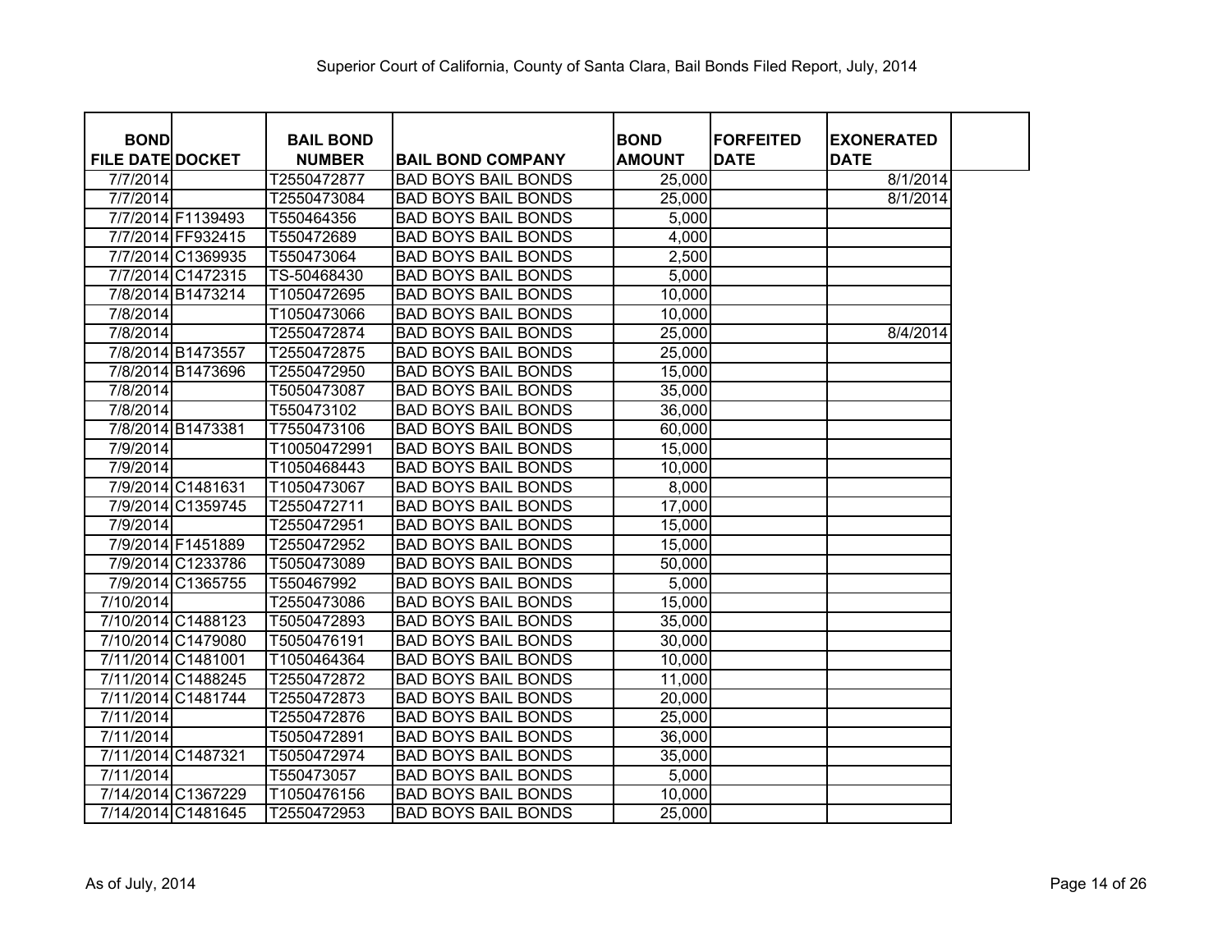Superior Court of California, County of Santa Clara, Bail Bonds Filed Report, July, 2014

| BOND FILE DATE | DOCKET | BAIL BOND NUMBER | BAIL BOND COMPANY | BOND AMOUNT | FORFEITED DATE | EXONERATED DATE |
|---|---|---|---|---|---|---|
| 7/7/2014 | | T2550472877 | BAD BOYS BAIL BONDS | 25,000 | | 8/1/2014 |
| 7/7/2014 | | T2550473084 | BAD BOYS BAIL BONDS | 25,000 | | 8/1/2014 |
| 7/7/2014 | F1139493 | T550464356 | BAD BOYS BAIL BONDS | 5,000 | | |
| 7/7/2014 | FF932415 | T550472689 | BAD BOYS BAIL BONDS | 4,000 | | |
| 7/7/2014 | C1369935 | T550473064 | BAD BOYS BAIL BONDS | 2,500 | | |
| 7/7/2014 | C1472315 | TS-50468430 | BAD BOYS BAIL BONDS | 5,000 | | |
| 7/8/2014 | B1473214 | T1050472695 | BAD BOYS BAIL BONDS | 10,000 | | |
| 7/8/2014 | | T1050473066 | BAD BOYS BAIL BONDS | 10,000 | | |
| 7/8/2014 | | T2550472874 | BAD BOYS BAIL BONDS | 25,000 | | 8/4/2014 |
| 7/8/2014 | B1473557 | T2550472875 | BAD BOYS BAIL BONDS | 25,000 | | |
| 7/8/2014 | B1473696 | T2550472950 | BAD BOYS BAIL BONDS | 15,000 | | |
| 7/8/2014 | | T5050473087 | BAD BOYS BAIL BONDS | 35,000 | | |
| 7/8/2014 | | T550473102 | BAD BOYS BAIL BONDS | 36,000 | | |
| 7/8/2014 | B1473381 | T7550473106 | BAD BOYS BAIL BONDS | 60,000 | | |
| 7/9/2014 | | T10050472991 | BAD BOYS BAIL BONDS | 15,000 | | |
| 7/9/2014 | | T1050468443 | BAD BOYS BAIL BONDS | 10,000 | | |
| 7/9/2014 | C1481631 | T1050473067 | BAD BOYS BAIL BONDS | 8,000 | | |
| 7/9/2014 | C1359745 | T2550472711 | BAD BOYS BAIL BONDS | 17,000 | | |
| 7/9/2014 | | T2550472951 | BAD BOYS BAIL BONDS | 15,000 | | |
| 7/9/2014 | F1451889 | T2550472952 | BAD BOYS BAIL BONDS | 15,000 | | |
| 7/9/2014 | C1233786 | T5050473089 | BAD BOYS BAIL BONDS | 50,000 | | |
| 7/9/2014 | C1365755 | T550467992 | BAD BOYS BAIL BONDS | 5,000 | | |
| 7/10/2014 | | T2550473086 | BAD BOYS BAIL BONDS | 15,000 | | |
| 7/10/2014 | C1488123 | T5050472893 | BAD BOYS BAIL BONDS | 35,000 | | |
| 7/10/2014 | C1479080 | T5050476191 | BAD BOYS BAIL BONDS | 30,000 | | |
| 7/11/2014 | C1481001 | T1050464364 | BAD BOYS BAIL BONDS | 10,000 | | |
| 7/11/2014 | C1488245 | T2550472872 | BAD BOYS BAIL BONDS | 11,000 | | |
| 7/11/2014 | C1481744 | T2550472873 | BAD BOYS BAIL BONDS | 20,000 | | |
| 7/11/2014 | | T2550472876 | BAD BOYS BAIL BONDS | 25,000 | | |
| 7/11/2014 | | T5050472891 | BAD BOYS BAIL BONDS | 36,000 | | |
| 7/11/2014 | C1487321 | T5050472974 | BAD BOYS BAIL BONDS | 35,000 | | |
| 7/11/2014 | | T550473057 | BAD BOYS BAIL BONDS | 5,000 | | |
| 7/14/2014 | C1367229 | T1050476156 | BAD BOYS BAIL BONDS | 10,000 | | |
| 7/14/2014 | C1481645 | T2550472953 | BAD BOYS BAIL BONDS | 25,000 | | |

As of July, 2014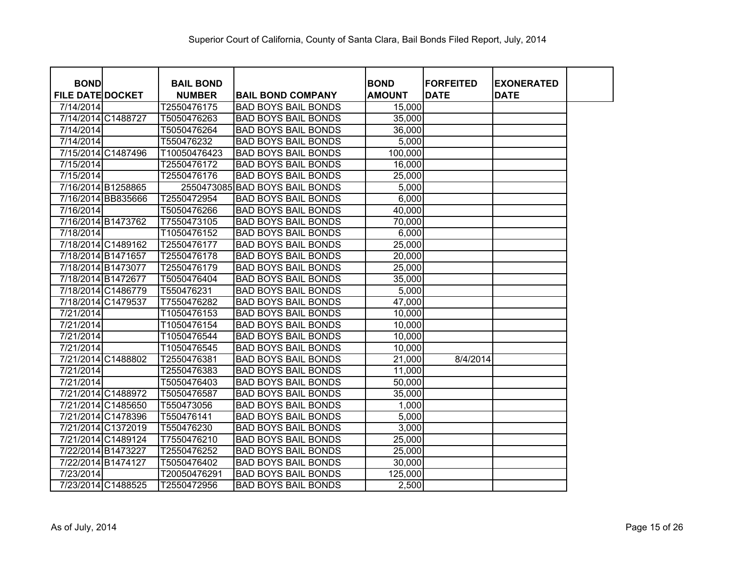# Superior Court of California, County of Santa Clara, Bail Bonds Filed Report, July, 2014

| BOND FILE DATE | DOCKET | BAIL BOND NUMBER | BAIL BOND COMPANY | BOND AMOUNT | FORFEITED DATE | EXONERATED DATE |
|---|---|---|---|---|---|---|
| 7/14/2014 | | T2550476175 | BAD BOYS BAIL BONDS | 15,000 | | |
| 7/14/2014 | C1488727 | T5050476263 | BAD BOYS BAIL BONDS | 35,000 | | |
| 7/14/2014 | | T5050476264 | BAD BOYS BAIL BONDS | 36,000 | | |
| 7/14/2014 | | T550476232 | BAD BOYS BAIL BONDS | 5,000 | | |
| 7/15/2014 | C1487496 | T10050476423 | BAD BOYS BAIL BONDS | 100,000 | | |
| 7/15/2014 | | T2550476172 | BAD BOYS BAIL BONDS | 16,000 | | |
| 7/15/2014 | | T2550476176 | BAD BOYS BAIL BONDS | 25,000 | | |
| 7/16/2014 | B1258865 | 2550473085 | BAD BOYS BAIL BONDS | 5,000 | | |
| 7/16/2014 | BB835666 | T2550472954 | BAD BOYS BAIL BONDS | 6,000 | | |
| 7/16/2014 | | T5050476266 | BAD BOYS BAIL BONDS | 40,000 | | |
| 7/16/2014 | B1473762 | T7550473105 | BAD BOYS BAIL BONDS | 70,000 | | |
| 7/18/2014 | | T1050476152 | BAD BOYS BAIL BONDS | 6,000 | | |
| 7/18/2014 | C1489162 | T2550476177 | BAD BOYS BAIL BONDS | 25,000 | | |
| 7/18/2014 | B1471657 | T2550476178 | BAD BOYS BAIL BONDS | 20,000 | | |
| 7/18/2014 | B1473077 | T2550476179 | BAD BOYS BAIL BONDS | 25,000 | | |
| 7/18/2014 | B1472677 | T5050476404 | BAD BOYS BAIL BONDS | 35,000 | | |
| 7/18/2014 | C1486779 | T550476231 | BAD BOYS BAIL BONDS | 5,000 | | |
| 7/18/2014 | C1479537 | T7550476282 | BAD BOYS BAIL BONDS | 47,000 | | |
| 7/21/2014 | | T1050476153 | BAD BOYS BAIL BONDS | 10,000 | | |
| 7/21/2014 | | T1050476154 | BAD BOYS BAIL BONDS | 10,000 | | |
| 7/21/2014 | | T1050476544 | BAD BOYS BAIL BONDS | 10,000 | | |
| 7/21/2014 | | T1050476545 | BAD BOYS BAIL BONDS | 10,000 | | |
| 7/21/2014 | C1488802 | T2550476381 | BAD BOYS BAIL BONDS | 21,000 | 8/4/2014 | |
| 7/21/2014 | | T2550476383 | BAD BOYS BAIL BONDS | 11,000 | | |
| 7/21/2014 | | T5050476403 | BAD BOYS BAIL BONDS | 50,000 | | |
| 7/21/2014 | C1488972 | T5050476587 | BAD BOYS BAIL BONDS | 35,000 | | |
| 7/21/2014 | C1485650 | T550473056 | BAD BOYS BAIL BONDS | 1,000 | | |
| 7/21/2014 | C1478396 | T550476141 | BAD BOYS BAIL BONDS | 5,000 | | |
| 7/21/2014 | C1372019 | T550476230 | BAD BOYS BAIL BONDS | 3,000 | | |
| 7/21/2014 | C1489124 | T7550476210 | BAD BOYS BAIL BONDS | 25,000 | | |
| 7/22/2014 | B1473227 | T2550476252 | BAD BOYS BAIL BONDS | 25,000 | | |
| 7/22/2014 | B1474127 | T5050476402 | BAD BOYS BAIL BONDS | 30,000 | | |
| 7/23/2014 | | T20050476291 | BAD BOYS BAIL BONDS | 125,000 | | |
| 7/23/2014 | C1488525 | T2550472956 | BAD BOYS BAIL BONDS | 2,500 | | |

As of July, 2014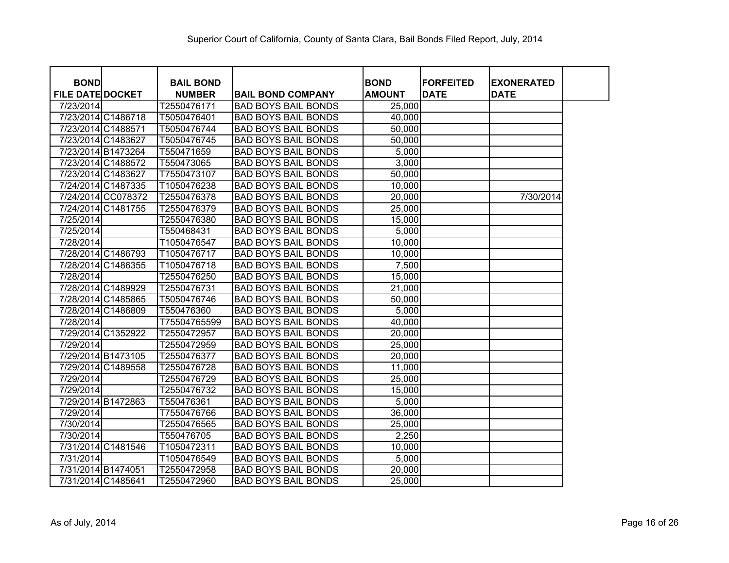Superior Court of California, County of Santa Clara, Bail Bonds Filed Report, July, 2014

| BOND FILE DATE | DOCKET | BAIL BOND NUMBER | BAIL BOND COMPANY | BOND AMOUNT | FORFEITED DATE | EXONERATED DATE |
|---|---|---|---|---|---|---|
| 7/23/2014 | | T2550476171 | BAD BOYS BAIL BONDS | 25,000 | | |
| 7/23/2014 | C1486718 | T5050476401 | BAD BOYS BAIL BONDS | 40,000 | | |
| 7/23/2014 | C1488571 | T5050476744 | BAD BOYS BAIL BONDS | 50,000 | | |
| 7/23/2014 | C1483627 | T5050476745 | BAD BOYS BAIL BONDS | 50,000 | | |
| 7/23/2014 | B1473264 | T550471659 | BAD BOYS BAIL BONDS | 5,000 | | |
| 7/23/2014 | C1488572 | T550473065 | BAD BOYS BAIL BONDS | 3,000 | | |
| 7/23/2014 | C1483627 | T7550473107 | BAD BOYS BAIL BONDS | 50,000 | | |
| 7/24/2014 | C1487335 | T1050476238 | BAD BOYS BAIL BONDS | 10,000 | | |
| 7/24/2014 | CC078372 | T2550476378 | BAD BOYS BAIL BONDS | 20,000 | | 7/30/2014 |
| 7/24/2014 | C1481755 | T2550476379 | BAD BOYS BAIL BONDS | 25,000 | | |
| 7/25/2014 | | T2550476380 | BAD BOYS BAIL BONDS | 15,000 | | |
| 7/25/2014 | | T550468431 | BAD BOYS BAIL BONDS | 5,000 | | |
| 7/28/2014 | | T1050476547 | BAD BOYS BAIL BONDS | 10,000 | | |
| 7/28/2014 | C1486793 | T1050476717 | BAD BOYS BAIL BONDS | 10,000 | | |
| 7/28/2014 | C1486355 | T1050476718 | BAD BOYS BAIL BONDS | 7,500 | | |
| 7/28/2014 | | T2550476250 | BAD BOYS BAIL BONDS | 15,000 | | |
| 7/28/2014 | C1489929 | T2550476731 | BAD BOYS BAIL BONDS | 21,000 | | |
| 7/28/2014 | C1485865 | T5050476746 | BAD BOYS BAIL BONDS | 50,000 | | |
| 7/28/2014 | C1486809 | T550476360 | BAD BOYS BAIL BONDS | 5,000 | | |
| 7/28/2014 | | T75504765599 | BAD BOYS BAIL BONDS | 40,000 | | |
| 7/29/2014 | C1352922 | T2550472957 | BAD BOYS BAIL BONDS | 20,000 | | |
| 7/29/2014 | | T2550472959 | BAD BOYS BAIL BONDS | 25,000 | | |
| 7/29/2014 | B1473105 | T2550476377 | BAD BOYS BAIL BONDS | 20,000 | | |
| 7/29/2014 | C1489558 | T2550476728 | BAD BOYS BAIL BONDS | 11,000 | | |
| 7/29/2014 | | T2550476729 | BAD BOYS BAIL BONDS | 25,000 | | |
| 7/29/2014 | | T2550476732 | BAD BOYS BAIL BONDS | 15,000 | | |
| 7/29/2014 | B1472863 | T550476361 | BAD BOYS BAIL BONDS | 5,000 | | |
| 7/29/2014 | | T7550476766 | BAD BOYS BAIL BONDS | 36,000 | | |
| 7/30/2014 | | T2550476565 | BAD BOYS BAIL BONDS | 25,000 | | |
| 7/30/2014 | | T550476705 | BAD BOYS BAIL BONDS | 2,250 | | |
| 7/31/2014 | C1481546 | T1050472311 | BAD BOYS BAIL BONDS | 10,000 | | |
| 7/31/2014 | | T1050476549 | BAD BOYS BAIL BONDS | 5,000 | | |
| 7/31/2014 | B1474051 | T2550472958 | BAD BOYS BAIL BONDS | 20,000 | | |
| 7/31/2014 | C1485641 | T2550472960 | BAD BOYS BAIL BONDS | 25,000 | | |

As of July, 2014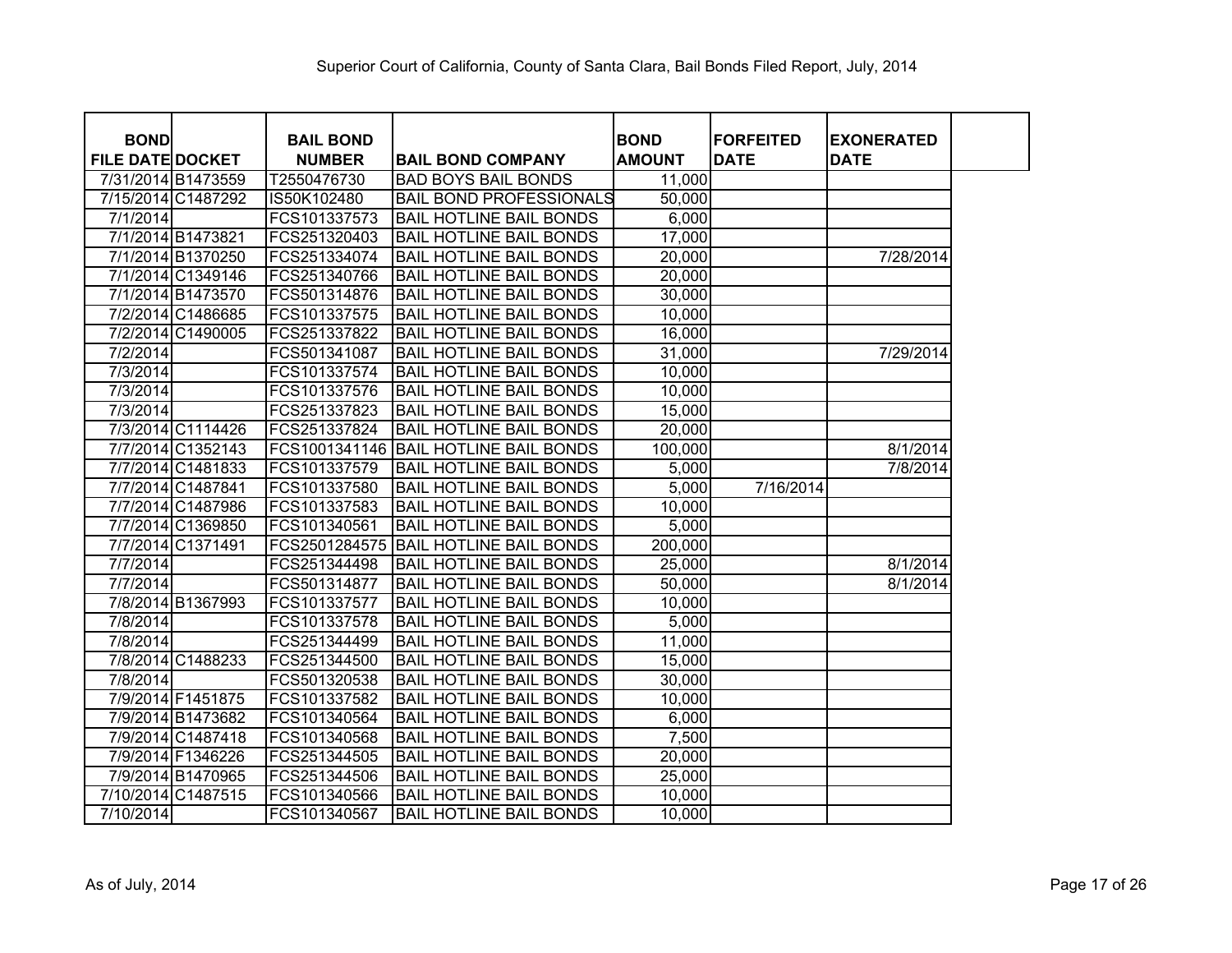# Superior Court of California, County of Santa Clara, Bail Bonds Filed Report, July, 2014

| BOND FILE DATE | DOCKET | BAIL BOND NUMBER | BAIL BOND COMPANY | BOND AMOUNT | FORFEITED DATE | EXONERATED DATE |
|---|---|---|---|---|---|---|
| 7/31/2014 | B1473559 | T2550476730 | BAD BOYS BAIL BONDS | 11,000 | | |
| 7/15/2014 | C1487292 | IS50K102480 | BAIL BOND PROFESSIONALS | 50,000 | | |
| 7/1/2014 | | FCS101337573 | BAIL HOTLINE BAIL BONDS | 6,000 | | |
| 7/1/2014 | B1473821 | FCS251320403 | BAIL HOTLINE BAIL BONDS | 17,000 | | |
| 7/1/2014 | B1370250 | FCS251334074 | BAIL HOTLINE BAIL BONDS | 20,000 | | 7/28/2014 |
| 7/1/2014 | C1349146 | FCS251340766 | BAIL HOTLINE BAIL BONDS | 20,000 | | |
| 7/1/2014 | B1473570 | FCS501314876 | BAIL HOTLINE BAIL BONDS | 30,000 | | |
| 7/2/2014 | C1486685 | FCS101337575 | BAIL HOTLINE BAIL BONDS | 10,000 | | |
| 7/2/2014 | C1490005 | FCS251337822 | BAIL HOTLINE BAIL BONDS | 16,000 | | |
| 7/2/2014 | | FCS501341087 | BAIL HOTLINE BAIL BONDS | 31,000 | | 7/29/2014 |
| 7/3/2014 | | FCS101337574 | BAIL HOTLINE BAIL BONDS | 10,000 | | |
| 7/3/2014 | | FCS101337576 | BAIL HOTLINE BAIL BONDS | 10,000 | | |
| 7/3/2014 | | FCS251337823 | BAIL HOTLINE BAIL BONDS | 15,000 | | |
| 7/3/2014 | C1114426 | FCS251337824 | BAIL HOTLINE BAIL BONDS | 20,000 | | |
| 7/7/2014 | C1352143 | FCS1001341146 | BAIL HOTLINE BAIL BONDS | 100,000 | | 8/1/2014 |
| 7/7/2014 | C1481833 | FCS101337579 | BAIL HOTLINE BAIL BONDS | 5,000 | | 7/8/2014 |
| 7/7/2014 | C1487841 | FCS101337580 | BAIL HOTLINE BAIL BONDS | 5,000 | 7/16/2014 | |
| 7/7/2014 | C1487986 | FCS101337583 | BAIL HOTLINE BAIL BONDS | 10,000 | | |
| 7/7/2014 | C1369850 | FCS101340561 | BAIL HOTLINE BAIL BONDS | 5,000 | | |
| 7/7/2014 | C1371491 | FCS2501284575 | BAIL HOTLINE BAIL BONDS | 200,000 | | |
| 7/7/2014 | | FCS251344498 | BAIL HOTLINE BAIL BONDS | 25,000 | | 8/1/2014 |
| 7/7/2014 | | FCS501314877 | BAIL HOTLINE BAIL BONDS | 50,000 | | 8/1/2014 |
| 7/8/2014 | B1367993 | FCS101337577 | BAIL HOTLINE BAIL BONDS | 10,000 | | |
| 7/8/2014 | | FCS101337578 | BAIL HOTLINE BAIL BONDS | 5,000 | | |
| 7/8/2014 | | FCS251344499 | BAIL HOTLINE BAIL BONDS | 11,000 | | |
| 7/8/2014 | C1488233 | FCS251344500 | BAIL HOTLINE BAIL BONDS | 15,000 | | |
| 7/8/2014 | | FCS501320538 | BAIL HOTLINE BAIL BONDS | 30,000 | | |
| 7/9/2014 | F1451875 | FCS101337582 | BAIL HOTLINE BAIL BONDS | 10,000 | | |
| 7/9/2014 | B1473682 | FCS101340564 | BAIL HOTLINE BAIL BONDS | 6,000 | | |
| 7/9/2014 | C1487418 | FCS101340568 | BAIL HOTLINE BAIL BONDS | 7,500 | | |
| 7/9/2014 | F1346226 | FCS251344505 | BAIL HOTLINE BAIL BONDS | 20,000 | | |
| 7/9/2014 | B1470965 | FCS251344506 | BAIL HOTLINE BAIL BONDS | 25,000 | | |
| 7/10/2014 | C1487515 | FCS101340566 | BAIL HOTLINE BAIL BONDS | 10,000 | | |
| 7/10/2014 | | FCS101340567 | BAIL HOTLINE BAIL BONDS | 10,000 | | |

As of July, 2014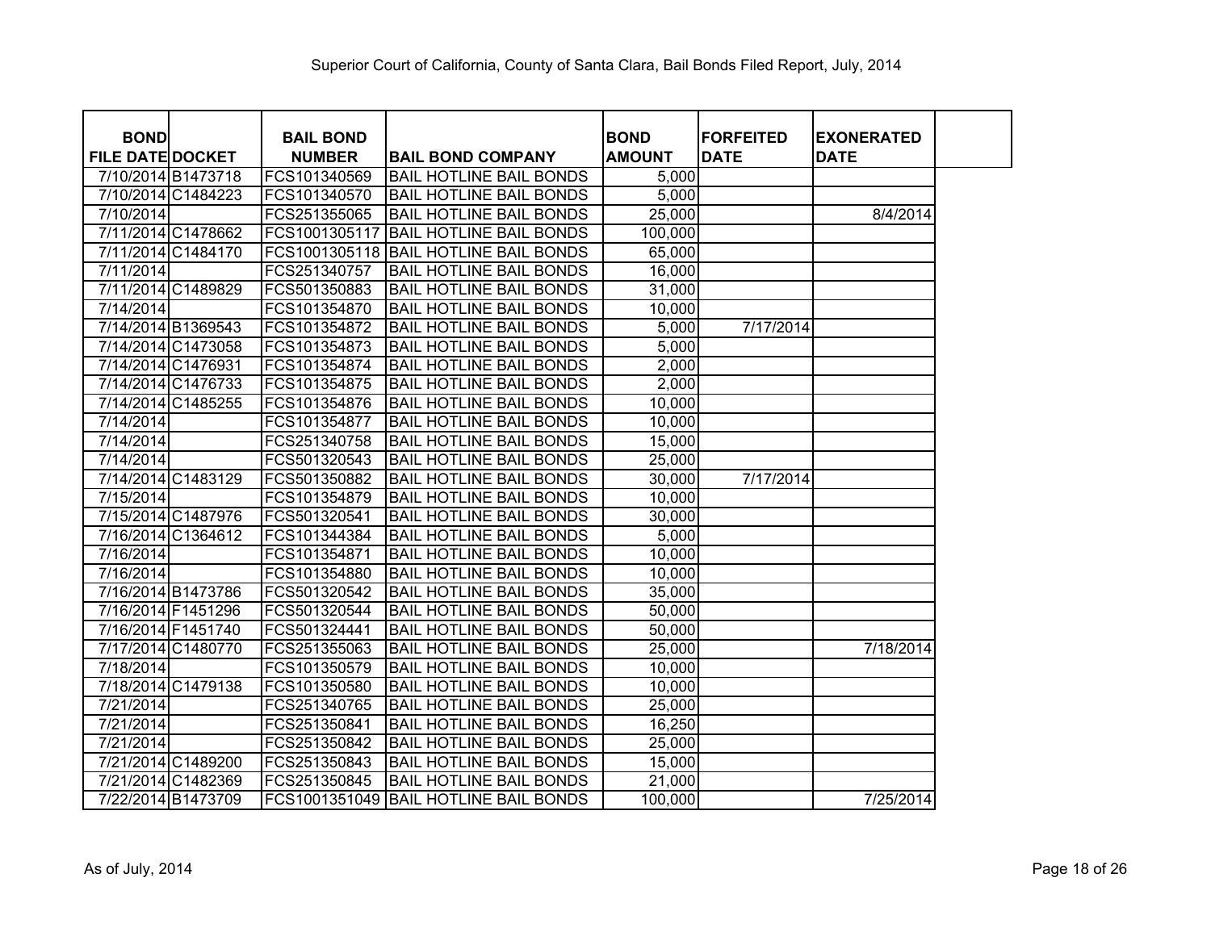Superior Court of California, County of Santa Clara, Bail Bonds Filed Report, July, 2014

| BOND FILE DATE | DOCKET | BAIL BOND NUMBER | BAIL BOND COMPANY | BOND AMOUNT | FORFEITED DATE | EXONERATED DATE |
|---|---|---|---|---|---|---|
| 7/10/2014 | B1473718 | FCS101340569 | BAIL HOTLINE BAIL BONDS | 5,000 | | |
| 7/10/2014 | C1484223 | FCS101340570 | BAIL HOTLINE BAIL BONDS | 5,000 | | |
| 7/10/2014 | | FCS251355065 | BAIL HOTLINE BAIL BONDS | 25,000 | | 8/4/2014 |
| 7/11/2014 | C1478662 | FCS1001305117 | BAIL HOTLINE BAIL BONDS | 100,000 | | |
| 7/11/2014 | C1484170 | FCS1001305118 | BAIL HOTLINE BAIL BONDS | 65,000 | | |
| 7/11/2014 | | FCS251340757 | BAIL HOTLINE BAIL BONDS | 16,000 | | |
| 7/11/2014 | C1489829 | FCS501350883 | BAIL HOTLINE BAIL BONDS | 31,000 | | |
| 7/14/2014 | | FCS101354870 | BAIL HOTLINE BAIL BONDS | 10,000 | | |
| 7/14/2014 | B1369543 | FCS101354872 | BAIL HOTLINE BAIL BONDS | 5,000 | 7/17/2014 | |
| 7/14/2014 | C1473058 | FCS101354873 | BAIL HOTLINE BAIL BONDS | 5,000 | | |
| 7/14/2014 | C1476931 | FCS101354874 | BAIL HOTLINE BAIL BONDS | 2,000 | | |
| 7/14/2014 | C1476733 | FCS101354875 | BAIL HOTLINE BAIL BONDS | 2,000 | | |
| 7/14/2014 | C1485255 | FCS101354876 | BAIL HOTLINE BAIL BONDS | 10,000 | | |
| 7/14/2014 | | FCS101354877 | BAIL HOTLINE BAIL BONDS | 10,000 | | |
| 7/14/2014 | | FCS251340758 | BAIL HOTLINE BAIL BONDS | 15,000 | | |
| 7/14/2014 | | FCS501320543 | BAIL HOTLINE BAIL BONDS | 25,000 | | |
| 7/14/2014 | C1483129 | FCS501350882 | BAIL HOTLINE BAIL BONDS | 30,000 | 7/17/2014 | |
| 7/15/2014 | | FCS101354879 | BAIL HOTLINE BAIL BONDS | 10,000 | | |
| 7/15/2014 | C1487976 | FCS501320541 | BAIL HOTLINE BAIL BONDS | 30,000 | | |
| 7/16/2014 | C1364612 | FCS101344384 | BAIL HOTLINE BAIL BONDS | 5,000 | | |
| 7/16/2014 | | FCS101354871 | BAIL HOTLINE BAIL BONDS | 10,000 | | |
| 7/16/2014 | | FCS101354880 | BAIL HOTLINE BAIL BONDS | 10,000 | | |
| 7/16/2014 | B1473786 | FCS501320542 | BAIL HOTLINE BAIL BONDS | 35,000 | | |
| 7/16/2014 | F1451296 | FCS501320544 | BAIL HOTLINE BAIL BONDS | 50,000 | | |
| 7/16/2014 | F1451740 | FCS501324441 | BAIL HOTLINE BAIL BONDS | 50,000 | | |
| 7/17/2014 | C1480770 | FCS251355063 | BAIL HOTLINE BAIL BONDS | 25,000 | | 7/18/2014 |
| 7/18/2014 | | FCS101350579 | BAIL HOTLINE BAIL BONDS | 10,000 | | |
| 7/18/2014 | C1479138 | FCS101350580 | BAIL HOTLINE BAIL BONDS | 10,000 | | |
| 7/21/2014 | | FCS251340765 | BAIL HOTLINE BAIL BONDS | 25,000 | | |
| 7/21/2014 | | FCS251350841 | BAIL HOTLINE BAIL BONDS | 16,250 | | |
| 7/21/2014 | | FCS251350842 | BAIL HOTLINE BAIL BONDS | 25,000 | | |
| 7/21/2014 | C1489200 | FCS251350843 | BAIL HOTLINE BAIL BONDS | 15,000 | | |
| 7/21/2014 | C1482369 | FCS251350845 | BAIL HOTLINE BAIL BONDS | 21,000 | | |
| 7/22/2014 | B1473709 | FCS1001351049 | BAIL HOTLINE BAIL BONDS | 100,000 | | 7/25/2014 |

As of July, 2014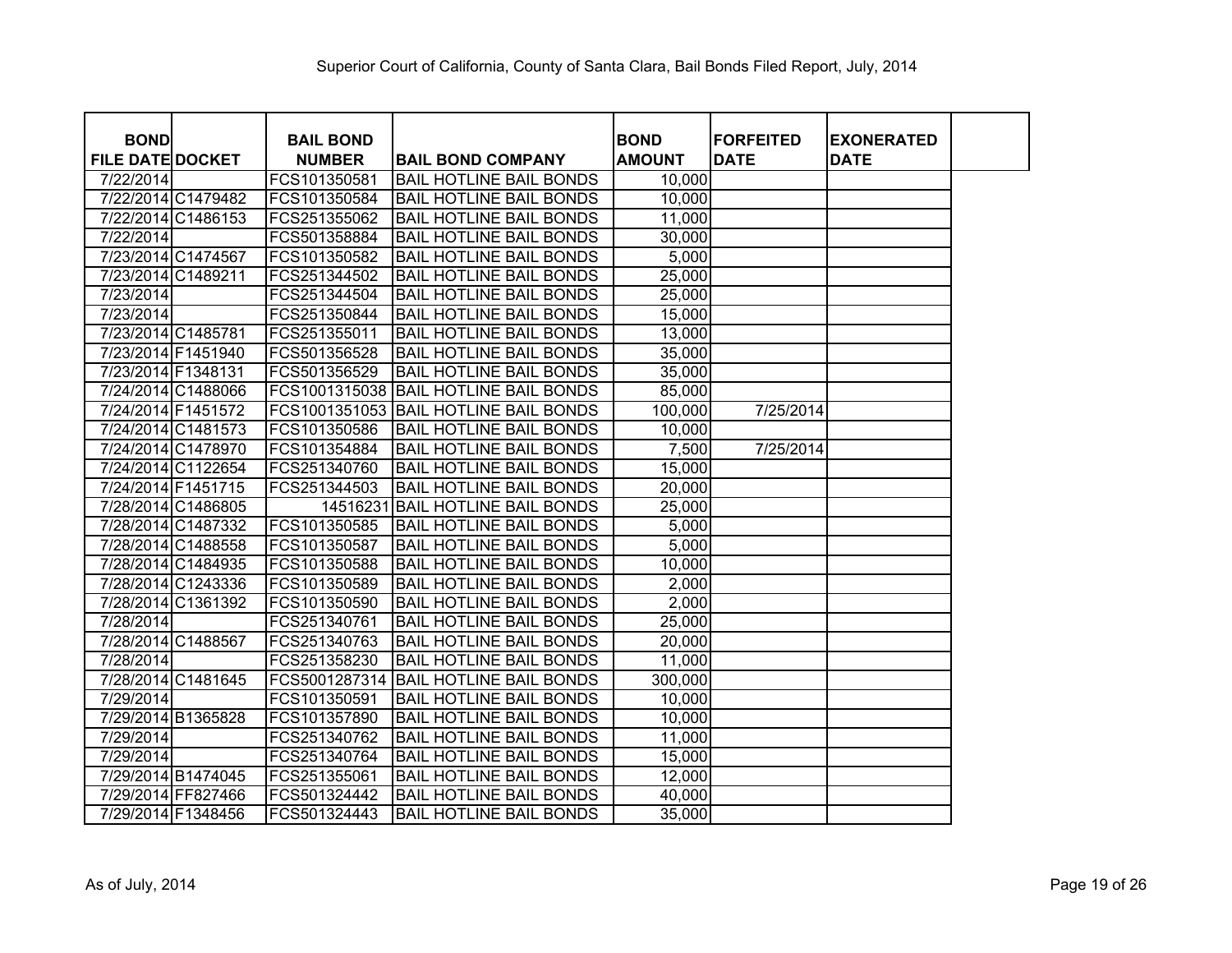Superior Court of California, County of Santa Clara, Bail Bonds Filed Report, July, 2014

| BOND FILE DATE | DOCKET | BAIL BOND NUMBER | BAIL BOND COMPANY | BOND AMOUNT | FORFEITED DATE | EXONERATED DATE |
|---|---|---|---|---|---|---|
| 7/22/2014 | | FCS101350581 | BAIL HOTLINE BAIL BONDS | 10,000 | | |
| 7/22/2014 | C1479482 | FCS101350584 | BAIL HOTLINE BAIL BONDS | 10,000 | | |
| 7/22/2014 | C1486153 | FCS251355062 | BAIL HOTLINE BAIL BONDS | 11,000 | | |
| 7/22/2014 | | FCS501358884 | BAIL HOTLINE BAIL BONDS | 30,000 | | |
| 7/23/2014 | C1474567 | FCS101350582 | BAIL HOTLINE BAIL BONDS | 5,000 | | |
| 7/23/2014 | C1489211 | FCS251344502 | BAIL HOTLINE BAIL BONDS | 25,000 | | |
| 7/23/2014 | | FCS251344504 | BAIL HOTLINE BAIL BONDS | 25,000 | | |
| 7/23/2014 | | FCS251350844 | BAIL HOTLINE BAIL BONDS | 15,000 | | |
| 7/23/2014 | C1485781 | FCS251355011 | BAIL HOTLINE BAIL BONDS | 13,000 | | |
| 7/23/2014 | F1451940 | FCS501356528 | BAIL HOTLINE BAIL BONDS | 35,000 | | |
| 7/23/2014 | F1348131 | FCS501356529 | BAIL HOTLINE BAIL BONDS | 35,000 | | |
| 7/24/2014 | C1488066 | FCS1001315038 | BAIL HOTLINE BAIL BONDS | 85,000 | | |
| 7/24/2014 | F1451572 | FCS1001351053 | BAIL HOTLINE BAIL BONDS | 100,000 | 7/25/2014 | |
| 7/24/2014 | C1481573 | FCS101350586 | BAIL HOTLINE BAIL BONDS | 10,000 | | |
| 7/24/2014 | C1478970 | FCS101354884 | BAIL HOTLINE BAIL BONDS | 7,500 | 7/25/2014 | |
| 7/24/2014 | C1122654 | FCS251340760 | BAIL HOTLINE BAIL BONDS | 15,000 | | |
| 7/24/2014 | F1451715 | FCS251344503 | BAIL HOTLINE BAIL BONDS | 20,000 | | |
| 7/28/2014 | C1486805 | 14516231 | BAIL HOTLINE BAIL BONDS | 25,000 | | |
| 7/28/2014 | C1487332 | FCS101350585 | BAIL HOTLINE BAIL BONDS | 5,000 | | |
| 7/28/2014 | C1488558 | FCS101350587 | BAIL HOTLINE BAIL BONDS | 5,000 | | |
| 7/28/2014 | C1484935 | FCS101350588 | BAIL HOTLINE BAIL BONDS | 10,000 | | |
| 7/28/2014 | C1243336 | FCS101350589 | BAIL HOTLINE BAIL BONDS | 2,000 | | |
| 7/28/2014 | C1361392 | FCS101350590 | BAIL HOTLINE BAIL BONDS | 2,000 | | |
| 7/28/2014 | | FCS251340761 | BAIL HOTLINE BAIL BONDS | 25,000 | | |
| 7/28/2014 | C1488567 | FCS251340763 | BAIL HOTLINE BAIL BONDS | 20,000 | | |
| 7/28/2014 | | FCS251358230 | BAIL HOTLINE BAIL BONDS | 11,000 | | |
| 7/28/2014 | C1481645 | FCS5001287314 | BAIL HOTLINE BAIL BONDS | 300,000 | | |
| 7/29/2014 | | FCS101350591 | BAIL HOTLINE BAIL BONDS | 10,000 | | |
| 7/29/2014 | B1365828 | FCS101357890 | BAIL HOTLINE BAIL BONDS | 10,000 | | |
| 7/29/2014 | | FCS251340762 | BAIL HOTLINE BAIL BONDS | 11,000 | | |
| 7/29/2014 | | FCS251340764 | BAIL HOTLINE BAIL BONDS | 15,000 | | |
| 7/29/2014 | B1474045 | FCS251355061 | BAIL HOTLINE BAIL BONDS | 12,000 | | |
| 7/29/2014 | FF827466 | FCS501324442 | BAIL HOTLINE BAIL BONDS | 40,000 | | |
| 7/29/2014 | F1348456 | FCS501324443 | BAIL HOTLINE BAIL BONDS | 35,000 | | |

As of July, 2014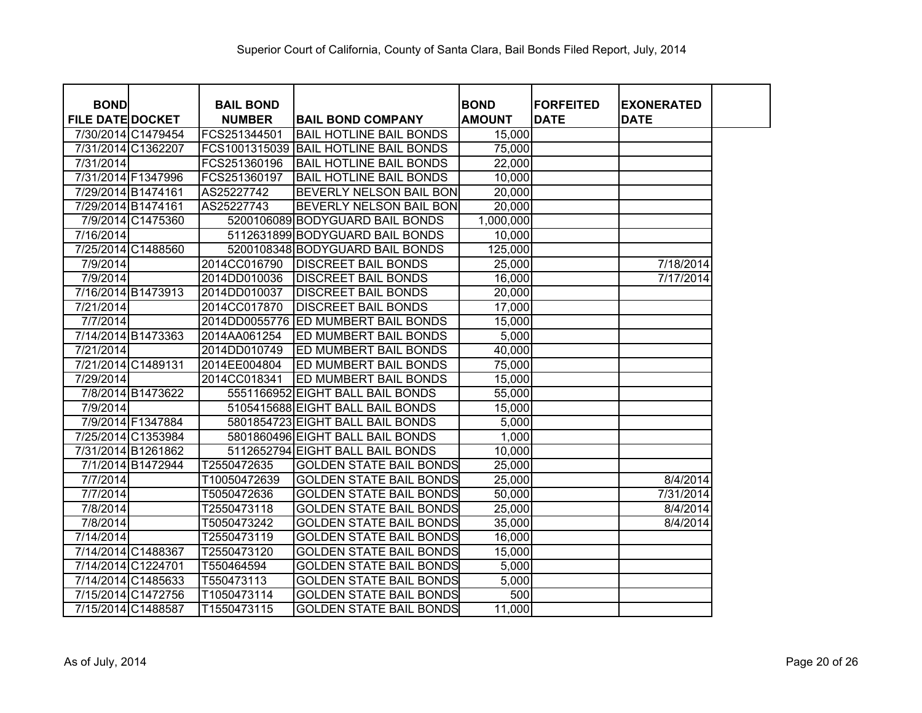Superior Court of California, County of Santa Clara, Bail Bonds Filed Report, July, 2014

| BOND FILE DATE | DOCKET | BAIL BOND NUMBER | BAIL BOND COMPANY | BOND AMOUNT | FORFEITED DATE | EXONERATED DATE |
|---|---|---|---|---|---|---|
| 7/30/2014 | C1479454 | FCS251344501 | BAIL HOTLINE BAIL BONDS | 15,000 | | |
| 7/31/2014 | C1362207 | FCS1001315039 | BAIL HOTLINE BAIL BONDS | 75,000 | | |
| 7/31/2014 | | FCS251360196 | BAIL HOTLINE BAIL BONDS | 22,000 | | |
| 7/31/2014 | F1347996 | FCS251360197 | BAIL HOTLINE BAIL BONDS | 10,000 | | |
| 7/29/2014 | B1474161 | AS25227742 | BEVERLY NELSON BAIL BON | 20,000 | | |
| 7/29/2014 | B1474161 | AS25227743 | BEVERLY NELSON BAIL BON | 20,000 | | |
| 7/9/2014 | C1475360 | 5200106089 | BODYGUARD BAIL BONDS | 1,000,000 | | |
| 7/16/2014 | | 5112631899 | BODYGUARD BAIL BONDS | 10,000 | | |
| 7/25/2014 | C1488560 | 5200108348 | BODYGUARD BAIL BONDS | 125,000 | | |
| 7/9/2014 | | 2014CC016790 | DISCREET BAIL BONDS | 25,000 | | 7/18/2014 |
| 7/9/2014 | | 2014DD010036 | DISCREET BAIL BONDS | 16,000 | | 7/17/2014 |
| 7/16/2014 | B1473913 | 2014DD010037 | DISCREET BAIL BONDS | 20,000 | | |
| 7/21/2014 | | 2014CC017870 | DISCREET BAIL BONDS | 17,000 | | |
| 7/7/2014 | | 2014DD0055776 | ED MUMBERT BAIL BONDS | 15,000 | | |
| 7/14/2014 | B1473363 | 2014AA061254 | ED MUMBERT BAIL BONDS | 5,000 | | |
| 7/21/2014 | | 2014DD010749 | ED MUMBERT BAIL BONDS | 40,000 | | |
| 7/21/2014 | C1489131 | 2014EE004804 | ED MUMBERT BAIL BONDS | 75,000 | | |
| 7/29/2014 | | 2014CC018341 | ED MUMBERT BAIL BONDS | 15,000 | | |
| 7/8/2014 | B1473622 | 5551166952 | EIGHT BALL BAIL BONDS | 55,000 | | |
| 7/9/2014 | | 5105415688 | EIGHT BALL BAIL BONDS | 15,000 | | |
| 7/9/2014 | F1347884 | 5801854723 | EIGHT BALL BAIL BONDS | 5,000 | | |
| 7/25/2014 | C1353984 | 5801860496 | EIGHT BALL BAIL BONDS | 1,000 | | |
| 7/31/2014 | B1261862 | 5112652794 | EIGHT BALL BAIL BONDS | 10,000 | | |
| 7/1/2014 | B1472944 | T2550472635 | GOLDEN STATE BAIL BONDS | 25,000 | | |
| 7/7/2014 | | T10050472639 | GOLDEN STATE BAIL BONDS | 25,000 | | 8/4/2014 |
| 7/7/2014 | | T5050472636 | GOLDEN STATE BAIL BONDS | 50,000 | | 7/31/2014 |
| 7/8/2014 | | T2550473118 | GOLDEN STATE BAIL BONDS | 25,000 | | 8/4/2014 |
| 7/8/2014 | | T5050473242 | GOLDEN STATE BAIL BONDS | 35,000 | | 8/4/2014 |
| 7/14/2014 | | T2550473119 | GOLDEN STATE BAIL BONDS | 16,000 | | |
| 7/14/2014 | C1488367 | T2550473120 | GOLDEN STATE BAIL BONDS | 15,000 | | |
| 7/14/2014 | C1224701 | T550464594 | GOLDEN STATE BAIL BONDS | 5,000 | | |
| 7/14/2014 | C1485633 | T550473113 | GOLDEN STATE BAIL BONDS | 5,000 | | |
| 7/15/2014 | C1472756 | T1050473114 | GOLDEN STATE BAIL BONDS | 500 | | |
| 7/15/2014 | C1488587 | T1550473115 | GOLDEN STATE BAIL BONDS | 11,000 | | |

As of July, 2014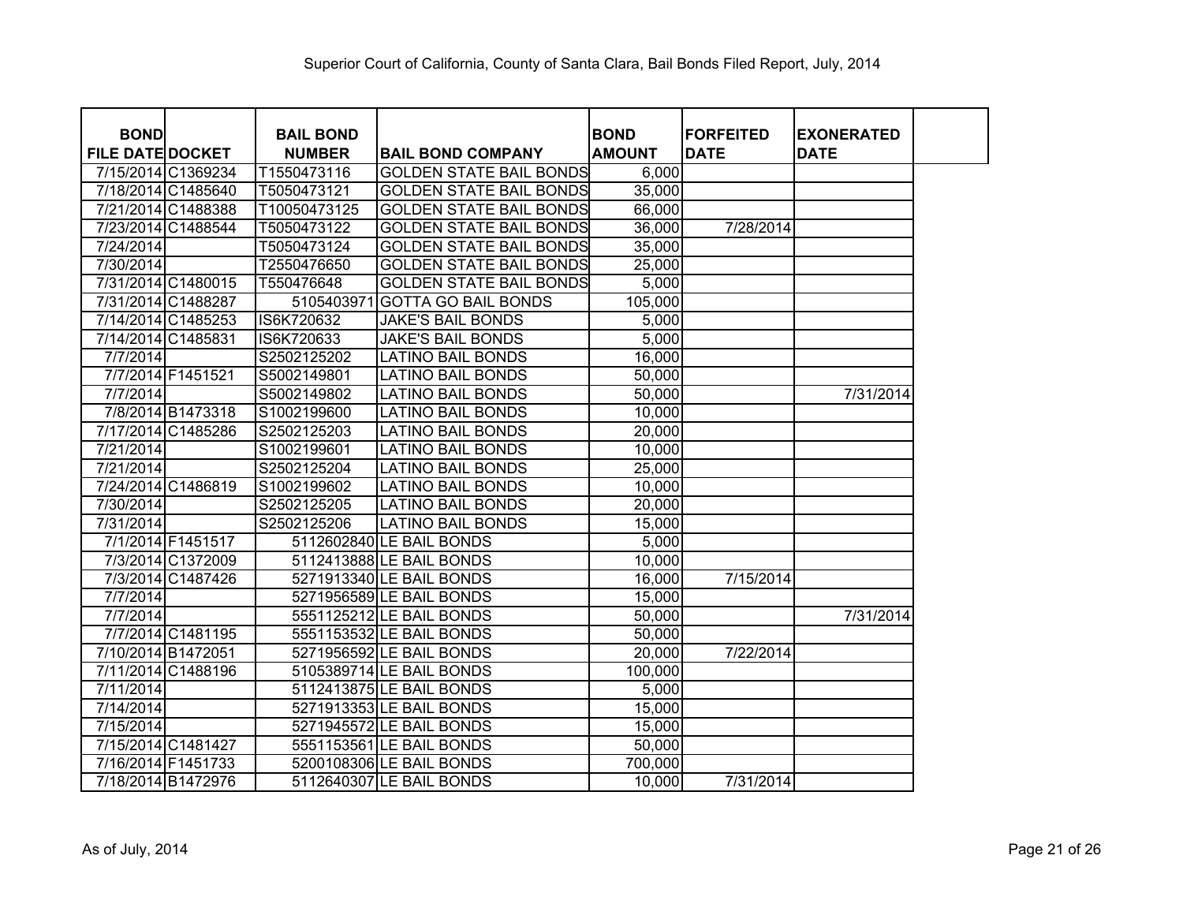Superior Court of California, County of Santa Clara, Bail Bonds Filed Report, July, 2014

| BOND FILE DATE | DOCKET | BAIL BOND NUMBER | BAIL BOND COMPANY | BOND AMOUNT | FORFEITED DATE | EXONERATED DATE |
|---|---|---|---|---|---|---|
| 7/15/2014 | C1369234 | T1550473116 | GOLDEN STATE BAIL BONDS | 6,000 | | |
| 7/18/2014 | C1485640 | T5050473121 | GOLDEN STATE BAIL BONDS | 35,000 | | |
| 7/21/2014 | C1488388 | T10050473125 | GOLDEN STATE BAIL BONDS | 66,000 | | |
| 7/23/2014 | C1488544 | T5050473122 | GOLDEN STATE BAIL BONDS | 36,000 | 7/28/2014 | |
| 7/24/2014 | | T5050473124 | GOLDEN STATE BAIL BONDS | 35,000 | | |
| 7/30/2014 | | T2550476650 | GOLDEN STATE BAIL BONDS | 25,000 | | |
| 7/31/2014 | C1480015 | T550476648 | GOLDEN STATE BAIL BONDS | 5,000 | | |
| 7/31/2014 | C1488287 | 5105403971 | GOTTA GO BAIL BONDS | 105,000 | | |
| 7/14/2014 | C1485253 | IS6K720632 | JAKE'S BAIL BONDS | 5,000 | | |
| 7/14/2014 | C1485831 | IS6K720633 | JAKE'S BAIL BONDS | 5,000 | | |
| 7/7/2014 | | S2502125202 | LATINO BAIL BONDS | 16,000 | | |
| 7/7/2014 | F1451521 | S5002149801 | LATINO BAIL BONDS | 50,000 | | |
| 7/7/2014 | | S5002149802 | LATINO BAIL BONDS | 50,000 | | 7/31/2014 |
| 7/8/2014 | B1473318 | S1002199600 | LATINO BAIL BONDS | 10,000 | | |
| 7/17/2014 | C1485286 | S2502125203 | LATINO BAIL BONDS | 20,000 | | |
| 7/21/2014 | | S1002199601 | LATINO BAIL BONDS | 10,000 | | |
| 7/21/2014 | | S2502125204 | LATINO BAIL BONDS | 25,000 | | |
| 7/24/2014 | C1486819 | S1002199602 | LATINO BAIL BONDS | 10,000 | | |
| 7/30/2014 | | S2502125205 | LATINO BAIL BONDS | 20,000 | | |
| 7/31/2014 | | S2502125206 | LATINO BAIL BONDS | 15,000 | | |
| 7/1/2014 | F1451517 | 5112602840 | LE BAIL BONDS | 5,000 | | |
| 7/3/2014 | C1372009 | 5112413888 | LE BAIL BONDS | 10,000 | | |
| 7/3/2014 | C1487426 | 5271913340 | LE BAIL BONDS | 16,000 | 7/15/2014 | |
| 7/7/2014 | | 5271956589 | LE BAIL BONDS | 15,000 | | |
| 7/7/2014 | | 5551125212 | LE BAIL BONDS | 50,000 | | 7/31/2014 |
| 7/7/2014 | C1481195 | 5551153532 | LE BAIL BONDS | 50,000 | | |
| 7/10/2014 | B1472051 | 5271956592 | LE BAIL BONDS | 20,000 | 7/22/2014 | |
| 7/11/2014 | C1488196 | 5105389714 | LE BAIL BONDS | 100,000 | | |
| 7/11/2014 | | 5112413875 | LE BAIL BONDS | 5,000 | | |
| 7/14/2014 | | 5271913353 | LE BAIL BONDS | 15,000 | | |
| 7/15/2014 | | 5271945572 | LE BAIL BONDS | 15,000 | | |
| 7/15/2014 | C1481427 | 5551153561 | LE BAIL BONDS | 50,000 | | |
| 7/16/2014 | F1451733 | 5200108306 | LE BAIL BONDS | 700,000 | | |
| 7/18/2014 | B1472976 | 5112640307 | LE BAIL BONDS | 10,000 | 7/31/2014 | |

As of July, 2014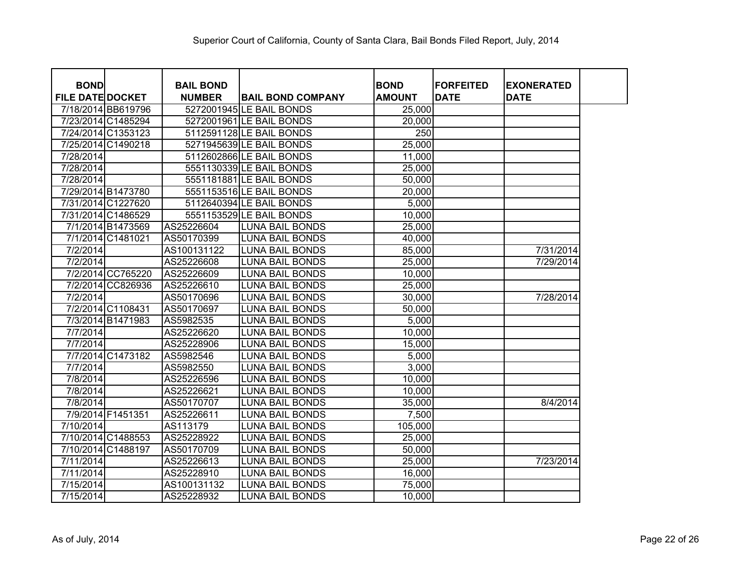Superior Court of California, County of Santa Clara, Bail Bonds Filed Report, July, 2014

| BOND FILE DATE | DOCKET | BAIL BOND NUMBER | BAIL BOND COMPANY | BOND AMOUNT | FORFEITED DATE | EXONERATED DATE |
|---|---|---|---|---|---|---|
| 7/18/2014 | BB619796 | 5272001945 | LE BAIL BONDS | 25,000 | | |
| 7/23/2014 | C1485294 | 5272001961 | LE BAIL BONDS | 20,000 | | |
| 7/24/2014 | C1353123 | 5112591128 | LE BAIL BONDS | 250 | | |
| 7/25/2014 | C1490218 | 5271945639 | LE BAIL BONDS | 25,000 | | |
| 7/28/2014 | | 5112602866 | LE BAIL BONDS | 11,000 | | |
| 7/28/2014 | | 5551130339 | LE BAIL BONDS | 25,000 | | |
| 7/28/2014 | | 5551181881 | LE BAIL BONDS | 50,000 | | |
| 7/29/2014 | B1473780 | 5551153516 | LE BAIL BONDS | 20,000 | | |
| 7/31/2014 | C1227620 | 5112640394 | LE BAIL BONDS | 5,000 | | |
| 7/31/2014 | C1486529 | 5551153529 | LE BAIL BONDS | 10,000 | | |
| 7/1/2014 | B1473569 | AS25226604 | LUNA BAIL BONDS | 25,000 | | |
| 7/1/2014 | C1481021 | AS50170399 | LUNA BAIL BONDS | 40,000 | | |
| 7/2/2014 | | AS100131122 | LUNA BAIL BONDS | 85,000 | | 7/31/2014 |
| 7/2/2014 | | AS25226608 | LUNA BAIL BONDS | 25,000 | | 7/29/2014 |
| 7/2/2014 | CC765220 | AS25226609 | LUNA BAIL BONDS | 10,000 | | |
| 7/2/2014 | CC826936 | AS25226610 | LUNA BAIL BONDS | 25,000 | | |
| 7/2/2014 | | AS50170696 | LUNA BAIL BONDS | 30,000 | | 7/28/2014 |
| 7/2/2014 | C1108431 | AS50170697 | LUNA BAIL BONDS | 50,000 | | |
| 7/3/2014 | B1471983 | AS5982535 | LUNA BAIL BONDS | 5,000 | | |
| 7/7/2014 | | AS25226620 | LUNA BAIL BONDS | 10,000 | | |
| 7/7/2014 | | AS25228906 | LUNA BAIL BONDS | 15,000 | | |
| 7/7/2014 | C1473182 | AS5982546 | LUNA BAIL BONDS | 5,000 | | |
| 7/7/2014 | | AS5982550 | LUNA BAIL BONDS | 3,000 | | |
| 7/8/2014 | | AS25226596 | LUNA BAIL BONDS | 10,000 | | |
| 7/8/2014 | | AS25226621 | LUNA BAIL BONDS | 10,000 | | |
| 7/8/2014 | | AS50170707 | LUNA BAIL BONDS | 35,000 | | 8/4/2014 |
| 7/9/2014 | F1451351 | AS25226611 | LUNA BAIL BONDS | 7,500 | | |
| 7/10/2014 | | AS113179 | LUNA BAIL BONDS | 105,000 | | |
| 7/10/2014 | C1488553 | AS25228922 | LUNA BAIL BONDS | 25,000 | | |
| 7/10/2014 | C1488197 | AS50170709 | LUNA BAIL BONDS | 50,000 | | |
| 7/11/2014 | | AS25226613 | LUNA BAIL BONDS | 25,000 | | 7/23/2014 |
| 7/11/2014 | | AS25228910 | LUNA BAIL BONDS | 16,000 | | |
| 7/15/2014 | | AS100131132 | LUNA BAIL BONDS | 75,000 | | |
| 7/15/2014 | | AS25228932 | LUNA BAIL BONDS | 10,000 | | |

As of July, 2014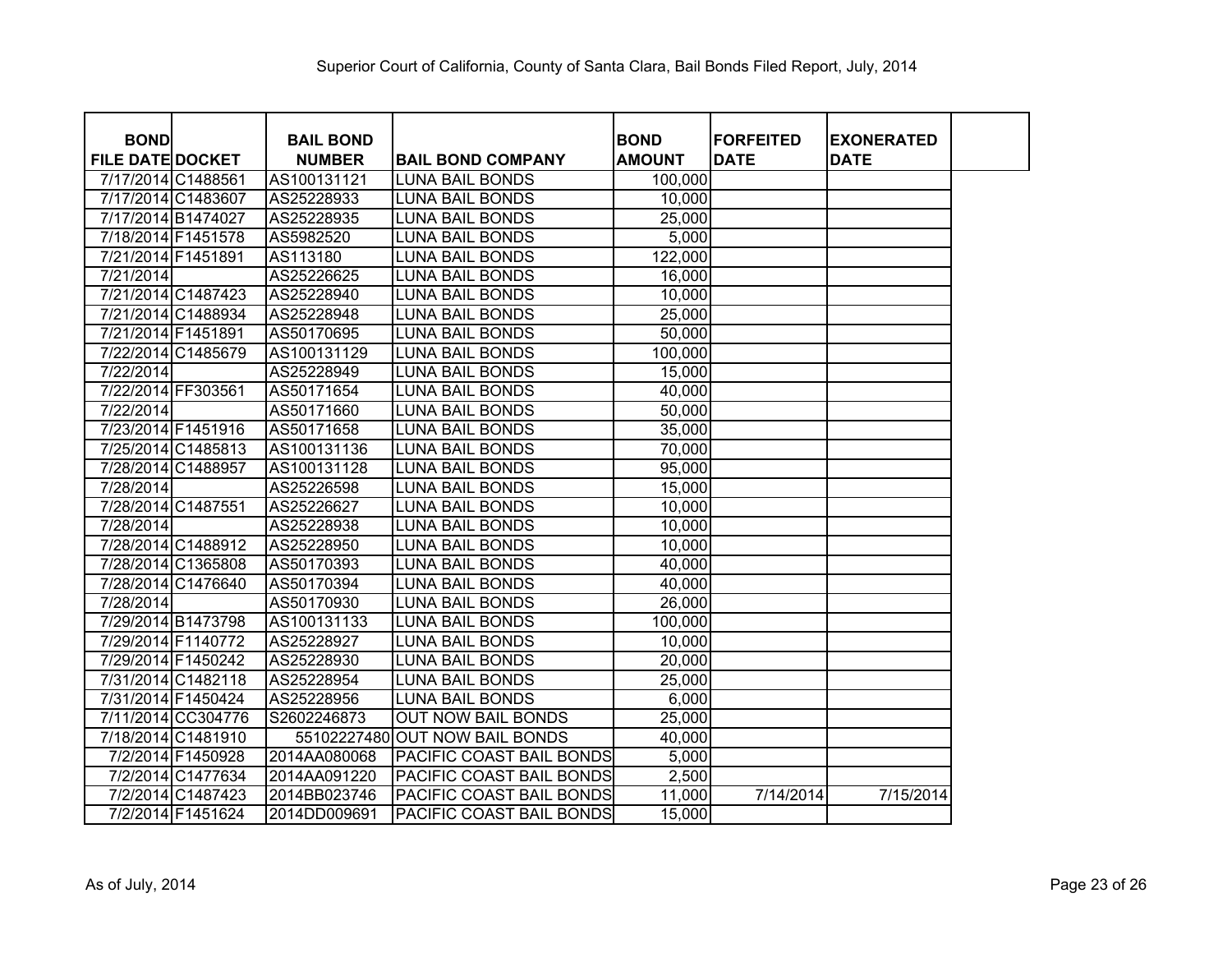Superior Court of California, County of Santa Clara, Bail Bonds Filed Report, July, 2014

| BOND FILE DATE | DOCKET | BAIL BOND NUMBER | BAIL BOND COMPANY | BOND AMOUNT | FORFEITED DATE | EXONERATED DATE |
|---|---|---|---|---|---|---|
| 7/17/2014 | C1488561 | AS100131121 | LUNA BAIL BONDS | 100,000 | | |
| 7/17/2014 | C1483607 | AS25228933 | LUNA BAIL BONDS | 10,000 | | |
| 7/17/2014 | B1474027 | AS25228935 | LUNA BAIL BONDS | 25,000 | | |
| 7/18/2014 | F1451578 | AS5982520 | LUNA BAIL BONDS | 5,000 | | |
| 7/21/2014 | F1451891 | AS113180 | LUNA BAIL BONDS | 122,000 | | |
| 7/21/2014 | | AS25226625 | LUNA BAIL BONDS | 16,000 | | |
| 7/21/2014 | C1487423 | AS25228940 | LUNA BAIL BONDS | 10,000 | | |
| 7/21/2014 | C1488934 | AS25228948 | LUNA BAIL BONDS | 25,000 | | |
| 7/21/2014 | F1451891 | AS50170695 | LUNA BAIL BONDS | 50,000 | | |
| 7/22/2014 | C1485679 | AS100131129 | LUNA BAIL BONDS | 100,000 | | |
| 7/22/2014 | | AS25228949 | LUNA BAIL BONDS | 15,000 | | |
| 7/22/2014 | FF303561 | AS50171654 | LUNA BAIL BONDS | 40,000 | | |
| 7/22/2014 | | AS50171660 | LUNA BAIL BONDS | 50,000 | | |
| 7/23/2014 | F1451916 | AS50171658 | LUNA BAIL BONDS | 35,000 | | |
| 7/25/2014 | C1485813 | AS100131136 | LUNA BAIL BONDS | 70,000 | | |
| 7/28/2014 | C1488957 | AS100131128 | LUNA BAIL BONDS | 95,000 | | |
| 7/28/2014 | | AS25226598 | LUNA BAIL BONDS | 15,000 | | |
| 7/28/2014 | C1487551 | AS25226627 | LUNA BAIL BONDS | 10,000 | | |
| 7/28/2014 | | AS25228938 | LUNA BAIL BONDS | 10,000 | | |
| 7/28/2014 | C1488912 | AS25228950 | LUNA BAIL BONDS | 10,000 | | |
| 7/28/2014 | C1365808 | AS50170393 | LUNA BAIL BONDS | 40,000 | | |
| 7/28/2014 | C1476640 | AS50170394 | LUNA BAIL BONDS | 40,000 | | |
| 7/28/2014 | | AS50170930 | LUNA BAIL BONDS | 26,000 | | |
| 7/29/2014 | B1473798 | AS100131133 | LUNA BAIL BONDS | 100,000 | | |
| 7/29/2014 | F1140772 | AS25228927 | LUNA BAIL BONDS | 10,000 | | |
| 7/29/2014 | F1450242 | AS25228930 | LUNA BAIL BONDS | 20,000 | | |
| 7/31/2014 | C1482118 | AS25228954 | LUNA BAIL BONDS | 25,000 | | |
| 7/31/2014 | F1450424 | AS25228956 | LUNA BAIL BONDS | 6,000 | | |
| 7/11/2014 | CC304776 | S2602246873 | OUT NOW BAIL BONDS | 25,000 | | |
| 7/18/2014 | C1481910 | 55102227480 | OUT NOW BAIL BONDS | 40,000 | | |
| 7/2/2014 | F1450928 | 2014AA080068 | PACIFIC COAST BAIL BONDS | 5,000 | | |
| 7/2/2014 | C1477634 | 2014AA091220 | PACIFIC COAST BAIL BONDS | 2,500 | | |
| 7/2/2014 | C1487423 | 2014BB023746 | PACIFIC COAST BAIL BONDS | 11,000 | 7/14/2014 | 7/15/2014 |
| 7/2/2014 | F1451624 | 2014DD009691 | PACIFIC COAST BAIL BONDS | 15,000 | | |

As of July, 2014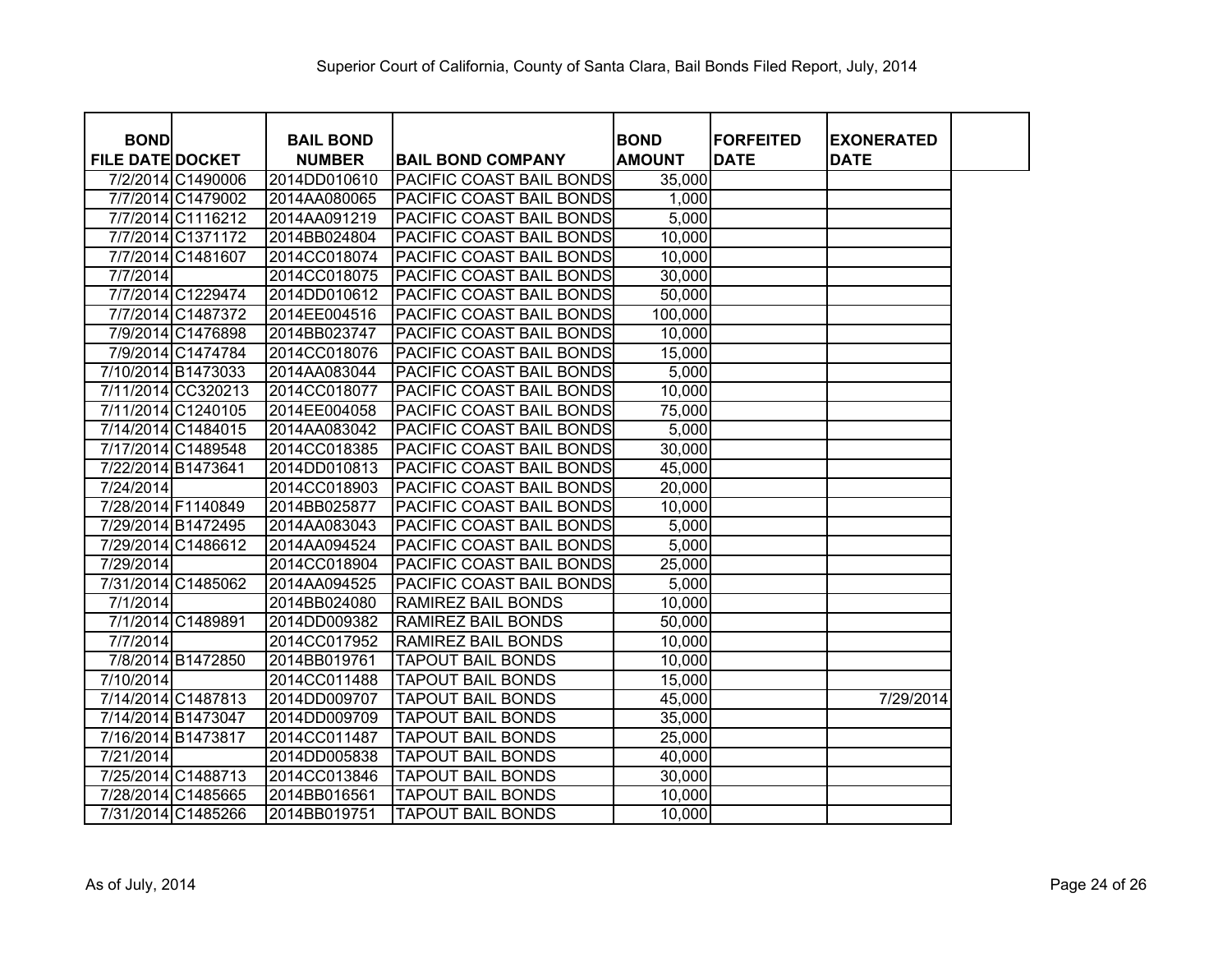# Superior Court of California, County of Santa Clara, Bail Bonds Filed Report, July, 2014

| BOND FILE DATE | DOCKET | BAIL BOND NUMBER | BAIL BOND COMPANY | BOND AMOUNT | FORFEITED DATE | EXONERATED DATE |
|---|---|---|---|---|---|---|
| 7/2/2014 | C1490006 | 2014DD010610 | PACIFIC COAST BAIL BONDS | 35,000 | | |
| 7/7/2014 | C1479002 | 2014AA080065 | PACIFIC COAST BAIL BONDS | 1,000 | | |
| 7/7/2014 | C1116212 | 2014AA091219 | PACIFIC COAST BAIL BONDS | 5,000 | | |
| 7/7/2014 | C1371172 | 2014BB024804 | PACIFIC COAST BAIL BONDS | 10,000 | | |
| 7/7/2014 | C1481607 | 2014CC018074 | PACIFIC COAST BAIL BONDS | 10,000 | | |
| 7/7/2014 | | 2014CC018075 | PACIFIC COAST BAIL BONDS | 30,000 | | |
| 7/7/2014 | C1229474 | 2014DD010612 | PACIFIC COAST BAIL BONDS | 50,000 | | |
| 7/7/2014 | C1487372 | 2014EE004516 | PACIFIC COAST BAIL BONDS | 100,000 | | |
| 7/9/2014 | C1476898 | 2014BB023747 | PACIFIC COAST BAIL BONDS | 10,000 | | |
| 7/9/2014 | C1474784 | 2014CC018076 | PACIFIC COAST BAIL BONDS | 15,000 | | |
| 7/10/2014 | B1473033 | 2014AA083044 | PACIFIC COAST BAIL BONDS | 5,000 | | |
| 7/11/2014 | CC320213 | 2014CC018077 | PACIFIC COAST BAIL BONDS | 10,000 | | |
| 7/11/2014 | C1240105 | 2014EE004058 | PACIFIC COAST BAIL BONDS | 75,000 | | |
| 7/14/2014 | C1484015 | 2014AA083042 | PACIFIC COAST BAIL BONDS | 5,000 | | |
| 7/17/2014 | C1489548 | 2014CC018385 | PACIFIC COAST BAIL BONDS | 30,000 | | |
| 7/22/2014 | B1473641 | 2014DD010813 | PACIFIC COAST BAIL BONDS | 45,000 | | |
| 7/24/2014 | | 2014CC018903 | PACIFIC COAST BAIL BONDS | 20,000 | | |
| 7/28/2014 | F1140849 | 2014BB025877 | PACIFIC COAST BAIL BONDS | 10,000 | | |
| 7/29/2014 | B1472495 | 2014AA083043 | PACIFIC COAST BAIL BONDS | 5,000 | | |
| 7/29/2014 | C1486612 | 2014AA094524 | PACIFIC COAST BAIL BONDS | 5,000 | | |
| 7/29/2014 | | 2014CC018904 | PACIFIC COAST BAIL BONDS | 25,000 | | |
| 7/31/2014 | C1485062 | 2014AA094525 | PACIFIC COAST BAIL BONDS | 5,000 | | |
| 7/1/2014 | | 2014BB024080 | RAMIREZ BAIL BONDS | 10,000 | | |
| 7/1/2014 | C1489891 | 2014DD009382 | RAMIREZ BAIL BONDS | 50,000 | | |
| 7/7/2014 | | 2014CC017952 | RAMIREZ BAIL BONDS | 10,000 | | |
| 7/8/2014 | B1472850 | 2014BB019761 | TAPOUT BAIL BONDS | 10,000 | | |
| 7/10/2014 | | 2014CC011488 | TAPOUT BAIL BONDS | 15,000 | | |
| 7/14/2014 | C1487813 | 2014DD009707 | TAPOUT BAIL BONDS | 45,000 | | 7/29/2014 |
| 7/14/2014 | B1473047 | 2014DD009709 | TAPOUT BAIL BONDS | 35,000 | | |
| 7/16/2014 | B1473817 | 2014CC011487 | TAPOUT BAIL BONDS | 25,000 | | |
| 7/21/2014 | | 2014DD005838 | TAPOUT BAIL BONDS | 40,000 | | |
| 7/25/2014 | C1488713 | 2014CC013846 | TAPOUT BAIL BONDS | 30,000 | | |
| 7/28/2014 | C1485665 | 2014BB016561 | TAPOUT BAIL BONDS | 10,000 | | |
| 7/31/2014 | C1485266 | 2014BB019751 | TAPOUT BAIL BONDS | 10,000 | | |

As of July, 2014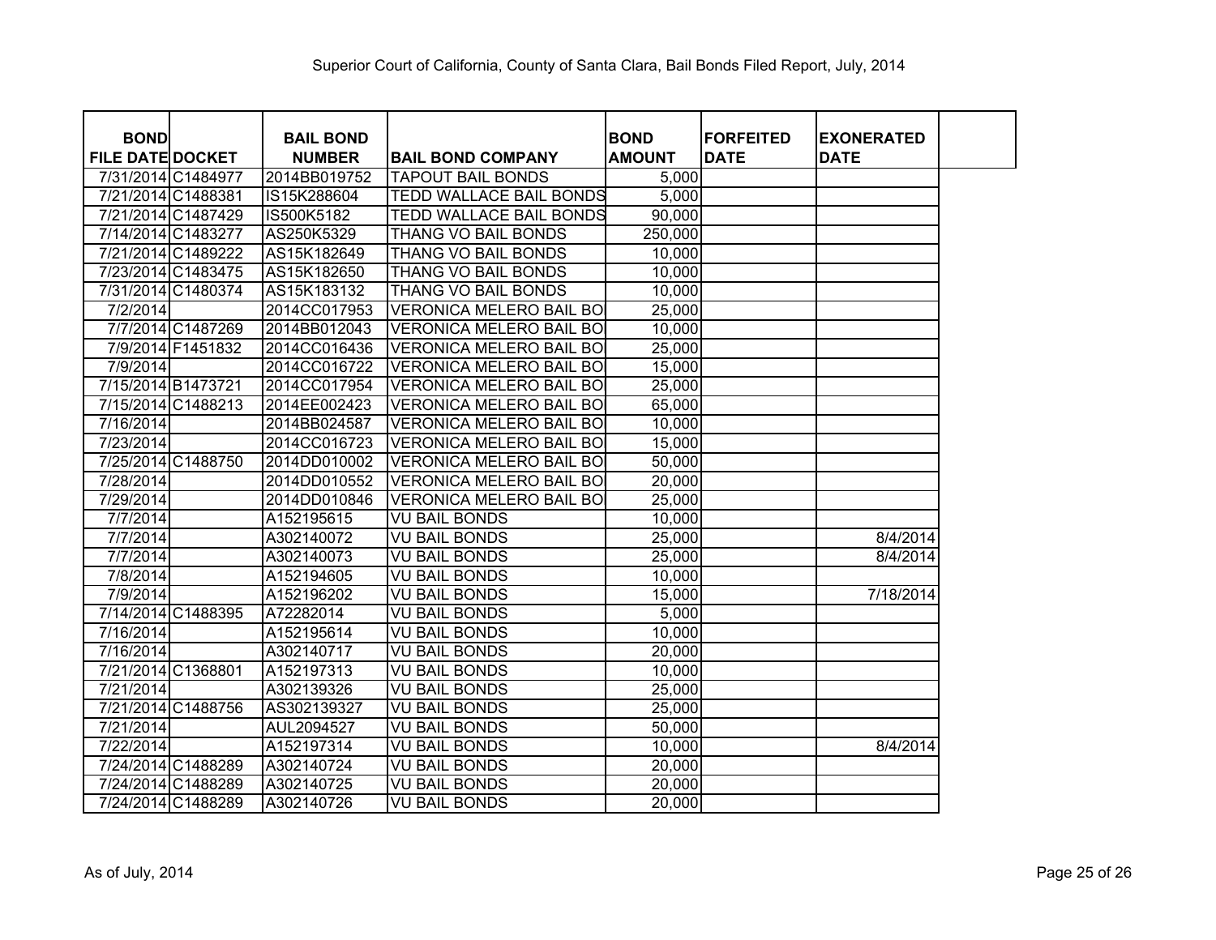Superior Court of California, County of Santa Clara, Bail Bonds Filed Report, July, 2014

| BOND FILE DATE | DOCKET | BAIL BOND NUMBER | BAIL BOND COMPANY | BOND AMOUNT | FORFEITED DATE | EXONERATED DATE |
|---|---|---|---|---|---|---|
| 7/31/2014 | C1484977 | 2014BB019752 | TAPOUT BAIL BONDS | 5,000 | | |
| 7/21/2014 | C1488381 | IS15K288604 | TEDD WALLACE BAIL BONDS | 5,000 | | |
| 7/21/2014 | C1487429 | IS500K5182 | TEDD WALLACE BAIL BONDS | 90,000 | | |
| 7/14/2014 | C1483277 | AS250K5329 | THANG VO BAIL BONDS | 250,000 | | |
| 7/21/2014 | C1489222 | AS15K182649 | THANG VO BAIL BONDS | 10,000 | | |
| 7/23/2014 | C1483475 | AS15K182650 | THANG VO BAIL BONDS | 10,000 | | |
| 7/31/2014 | C1480374 | AS15K183132 | THANG VO BAIL BONDS | 10,000 | | |
| 7/2/2014 | | 2014CC017953 | VERONICA MELERO BAIL BO | 25,000 | | |
| 7/7/2014 | C1487269 | 2014BB012043 | VERONICA MELERO BAIL BO | 10,000 | | |
| 7/9/2014 | F1451832 | 2014CC016436 | VERONICA MELERO BAIL BO | 25,000 | | |
| 7/9/2014 | | 2014CC016722 | VERONICA MELERO BAIL BO | 15,000 | | |
| 7/15/2014 | B1473721 | 2014CC017954 | VERONICA MELERO BAIL BO | 25,000 | | |
| 7/15/2014 | C1488213 | 2014EE002423 | VERONICA MELERO BAIL BO | 65,000 | | |
| 7/16/2014 | | 2014BB024587 | VERONICA MELERO BAIL BO | 10,000 | | |
| 7/23/2014 | | 2014CC016723 | VERONICA MELERO BAIL BO | 15,000 | | |
| 7/25/2014 | C1488750 | 2014DD010002 | VERONICA MELERO BAIL BO | 50,000 | | |
| 7/28/2014 | | 2014DD010552 | VERONICA MELERO BAIL BO | 20,000 | | |
| 7/29/2014 | | 2014DD010846 | VERONICA MELERO BAIL BO | 25,000 | | |
| 7/7/2014 | | A152195615 | VU BAIL BONDS | 10,000 | | |
| 7/7/2014 | | A302140072 | VU BAIL BONDS | 25,000 | | 8/4/2014 |
| 7/7/2014 | | A302140073 | VU BAIL BONDS | 25,000 | | 8/4/2014 |
| 7/8/2014 | | A152194605 | VU BAIL BONDS | 10,000 | | |
| 7/9/2014 | | A152196202 | VU BAIL BONDS | 15,000 | | 7/18/2014 |
| 7/14/2014 | C1488395 | A72282014 | VU BAIL BONDS | 5,000 | | |
| 7/16/2014 | | A152195614 | VU BAIL BONDS | 10,000 | | |
| 7/16/2014 | | A302140717 | VU BAIL BONDS | 20,000 | | |
| 7/21/2014 | C1368801 | A152197313 | VU BAIL BONDS | 10,000 | | |
| 7/21/2014 | | A302139326 | VU BAIL BONDS | 25,000 | | |
| 7/21/2014 | C1488756 | AS302139327 | VU BAIL BONDS | 25,000 | | |
| 7/21/2014 | | AUL2094527 | VU BAIL BONDS | 50,000 | | |
| 7/22/2014 | | A152197314 | VU BAIL BONDS | 10,000 | | 8/4/2014 |
| 7/24/2014 | C1488289 | A302140724 | VU BAIL BONDS | 20,000 | | |
| 7/24/2014 | C1488289 | A302140725 | VU BAIL BONDS | 20,000 | | |
| 7/24/2014 | C1488289 | A302140726 | VU BAIL BONDS | 20,000 | | |

As of July, 2014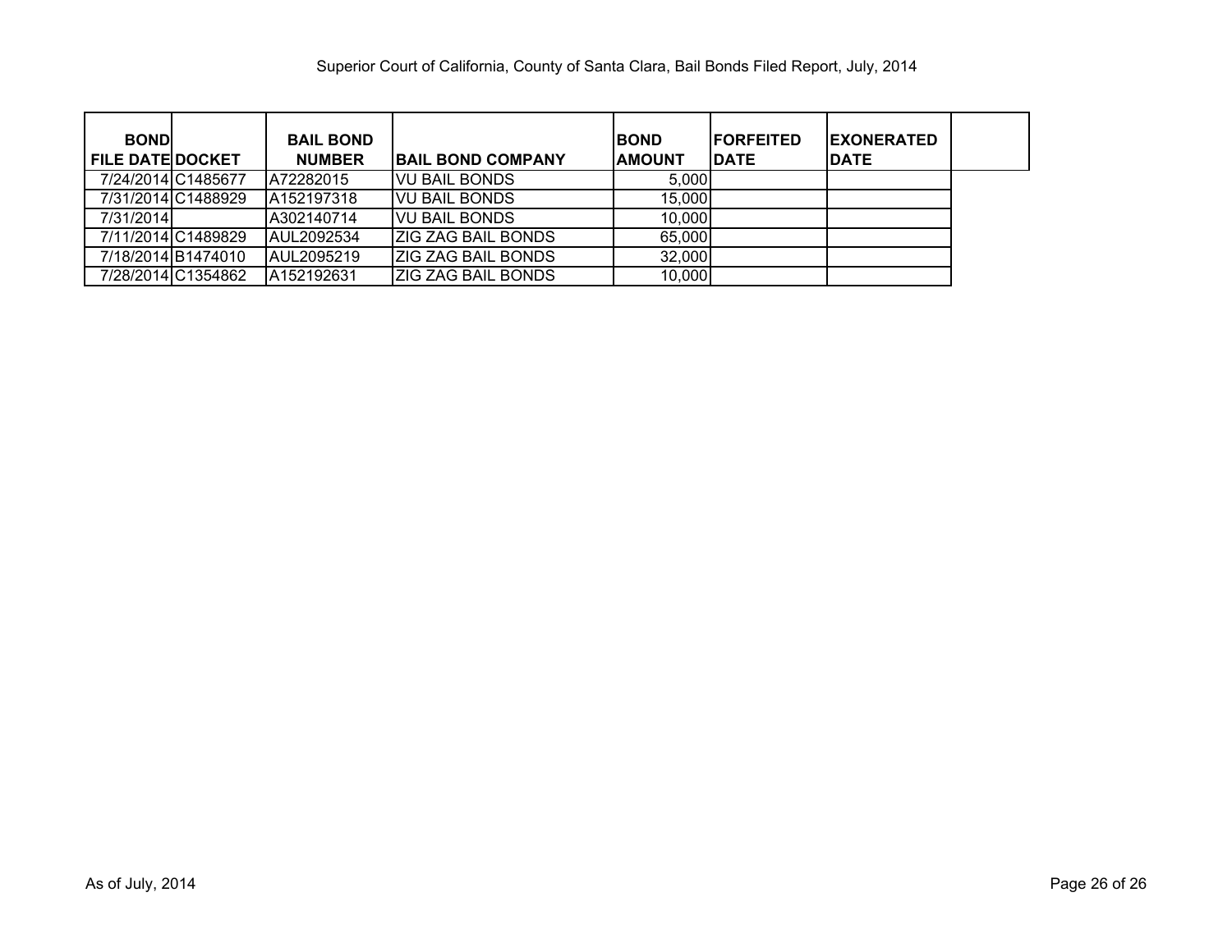Superior Court of California, County of Santa Clara, Bail Bonds Filed Report, July, 2014

| BOND FILE DATE | DOCKET | BAIL BOND NUMBER | BAIL BOND COMPANY | BOND AMOUNT | FORFEITED DATE | EXONERATED DATE |
|---|---|---|---|---|---|---|
| 7/24/2014 | C1485677 | A72282015 | VU BAIL BONDS | 5,000 | | |
| 7/31/2014 | C1488929 | A152197318 | VU BAIL BONDS | 15,000 | | |
| 7/31/2014 | | A302140714 | VU BAIL BONDS | 10,000 | | |
| 7/11/2014 | C1489829 | AUL2092534 | ZIG ZAG BAIL BONDS | 65,000 | | |
| 7/18/2014 | B1474010 | AUL2095219 | ZIG ZAG BAIL BONDS | 32,000 | | |
| 7/28/2014 | C1354862 | A152192631 | ZIG ZAG BAIL BONDS | 10,000 | | |

As of July, 2014